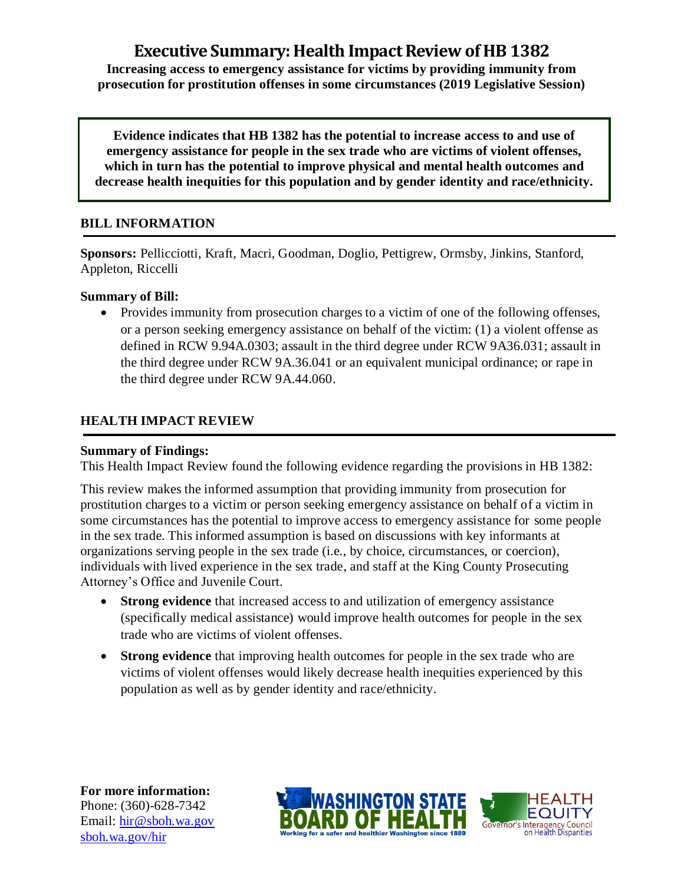# Executive Summary: Health Impact Review of HB 1382

**Increasing access to emergency assistance for victims by providing immunity from prosecution for prostitution offenses in some circumstances (2019 Legislative Session)**

**Evidence indicates that HB 1382 has the potential to increase access to and use of emergency assistance for people in the sex trade who are victims of violent offenses, which in turn has the potential to improve physical and mental health outcomes and decrease health inequities for this population and by gender identity and race/ethnicity.**

## BILL INFORMATION

**Sponsors:** Pellicciotti, Kraft, Macri, Goodman, Doglio, Pettigrew, Ormsby, Jinkins, Stanford, Appleton, Riccelli

**Summary of Bill:**

- Provides immunity from prosecution charges to a victim of one of the following offenses, or a person seeking emergency assistance on behalf of the victim: (1) a violent offense as defined in RCW 9.94A.0303; assault in the third degree under RCW 9A36.031; assault in the third degree under RCW 9A.36.041 or an equivalent municipal ordinance; or rape in the third degree under RCW 9A.44.060.

## HEALTH IMPACT REVIEW

**Summary of Findings:**

This Health Impact Review found the following evidence regarding the provisions in HB 1382:

This review makes the informed assumption that providing immunity from prosecution for prostitution charges to a victim or person seeking emergency assistance on behalf of a victim in some circumstances has the potential to improve access to emergency assistance for some people in the sex trade. This informed assumption is based on discussions with key informants at organizations serving people in the sex trade (i.e., by choice, circumstances, or coercion), individuals with lived experience in the sex trade, and staff at the King County Prosecuting Attorney's Office and Juvenile Court.

- **Strong evidence** that increased access to and utilization of emergency assistance (specifically medical assistance) would improve health outcomes for people in the sex trade who are victims of violent offenses.
- **Strong evidence** that improving health outcomes for people in the sex trade who are victims of violent offenses would likely decrease health inequities experienced by this population as well as by gender identity and race/ethnicity.

**For more information:**
Phone: (360)-628-7342
Email: hir@sboh.wa.gov
sboh.wa.gov/hir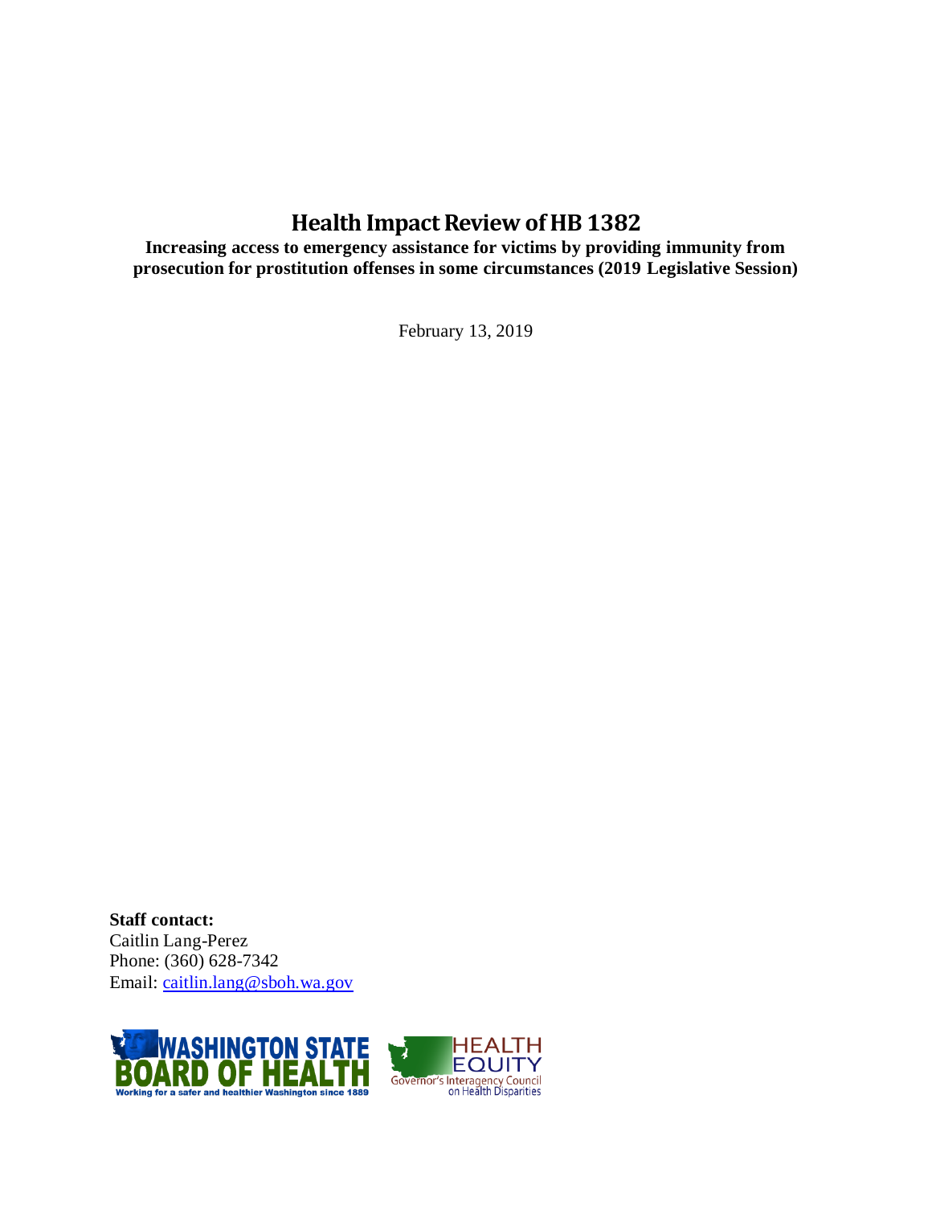# Health Impact Review of HB 1382

**Increasing access to emergency assistance for victims by providing immunity from prosecution for prostitution offenses in some circumstances (2019 Legislative Session)**

February 13, 2019

**Staff contact:**
Caitlin Lang-Perez
Phone: (360) 628-7342
Email: [caitlin.lang@sboh.wa.gov](mailto:caitlin.lang@sboh.wa.gov)

WASHINGTON STATE BOARD OF HEALTH
Working for a safer and healthier Washington since 1889

HEALTH EQUITY
Governor's Interagency Council on Health Disparities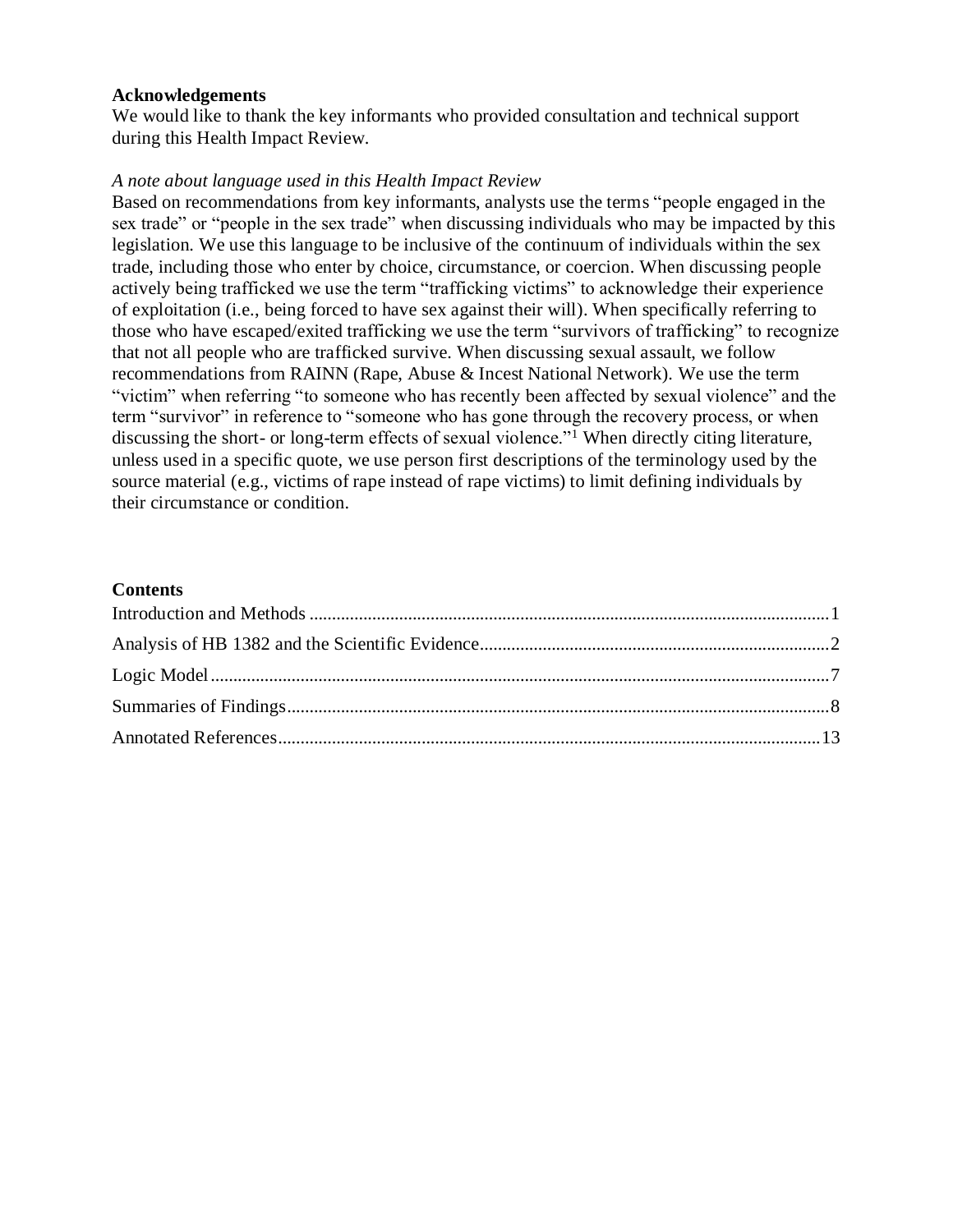**Acknowledgements**

We would like to thank the key informants who provided consultation and technical support during this Health Impact Review.

*A note about language used in this Health Impact Review*

Based on recommendations from key informants, analysts use the terms "people engaged in the sex trade" or "people in the sex trade" when discussing individuals who may be impacted by this legislation. We use this language to be inclusive of the continuum of individuals within the sex trade, including those who enter by choice, circumstance, or coercion. When discussing people actively being trafficked we use the term "trafficking victims" to acknowledge their experience of exploitation (i.e., being forced to have sex against their will). When specifically referring to those who have escaped/exited trafficking we use the term "survivors of trafficking" to recognize that not all people who are trafficked survive. When discussing sexual assault, we follow recommendations from RAINN (Rape, Abuse & Incest National Network). We use the term "victim" when referring "to someone who has recently been affected by sexual violence" and the term "survivor" in reference to "someone who has gone through the recovery process, or when discussing the short- or long-term effects of sexual violence."[1] When directly citing literature, unless used in a specific quote, we use person first descriptions of the terminology used by the source material (e.g., victims of rape instead of rape victims) to limit defining individuals by their circumstance or condition.

**Contents**

Introduction and Methods ....................................................................................................1

Analysis of HB 1382 and the Scientific Evidence...............................................................2

Logic Model..........................................................................................................................7

Summaries of Findings.........................................................................................................8

Annotated References.........................................................................................................13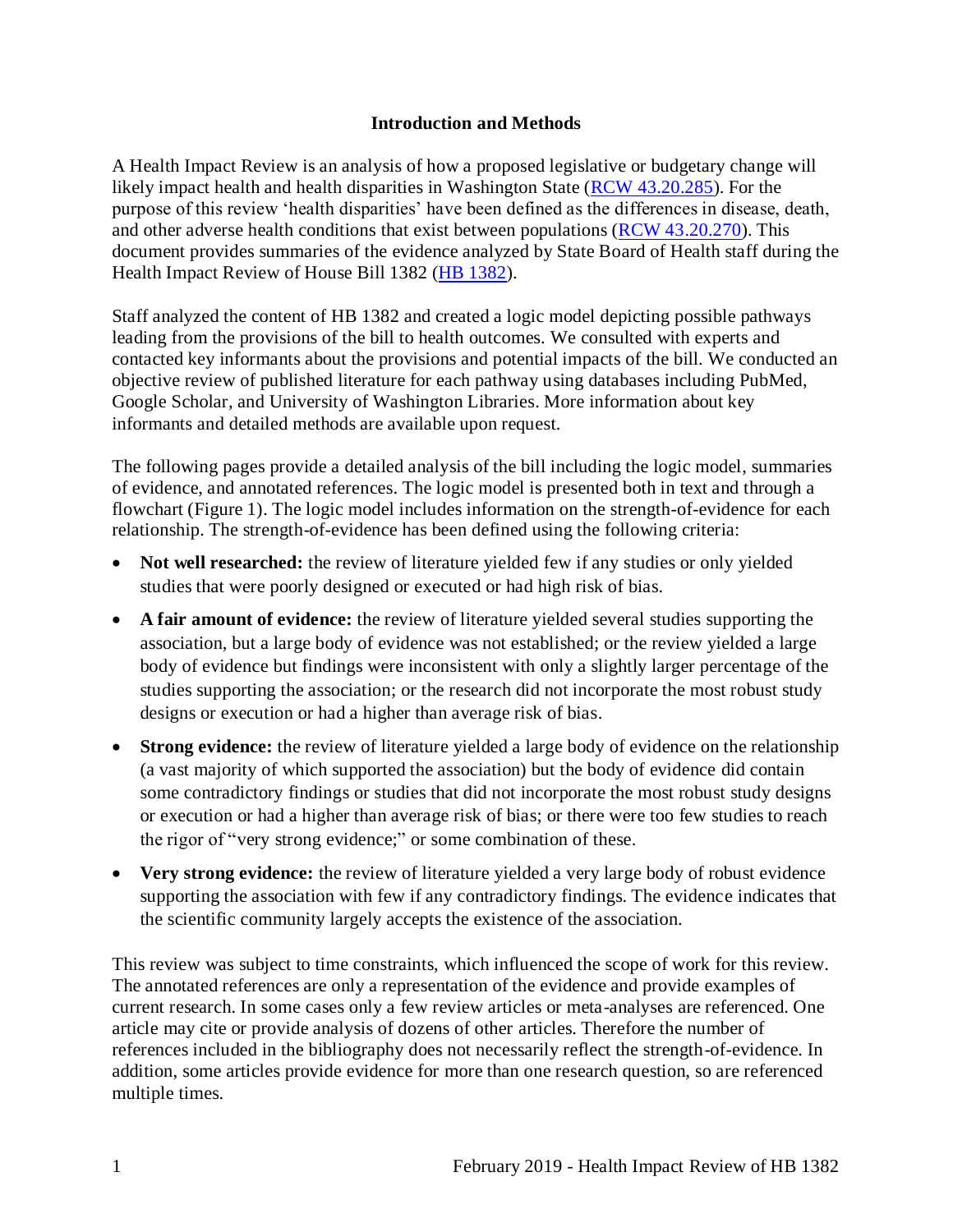## Introduction and Methods

A Health Impact Review is an analysis of how a proposed legislative or budgetary change will likely impact health and health disparities in Washington State (RCW 43.20.285). For the purpose of this review 'health disparities' have been defined as the differences in disease, death, and other adverse health conditions that exist between populations (RCW 43.20.270). This document provides summaries of the evidence analyzed by State Board of Health staff during the Health Impact Review of House Bill 1382 (HB 1382).

Staff analyzed the content of HB 1382 and created a logic model depicting possible pathways leading from the provisions of the bill to health outcomes. We consulted with experts and contacted key informants about the provisions and potential impacts of the bill. We conducted an objective review of published literature for each pathway using databases including PubMed, Google Scholar, and University of Washington Libraries. More information about key informants and detailed methods are available upon request.

The following pages provide a detailed analysis of the bill including the logic model, summaries of evidence, and annotated references. The logic model is presented both in text and through a flowchart (Figure 1). The logic model includes information on the strength-of-evidence for each relationship. The strength-of-evidence has been defined using the following criteria:

- **Not well researched:** the review of literature yielded few if any studies or only yielded studies that were poorly designed or executed or had high risk of bias.
- **A fair amount of evidence:** the review of literature yielded several studies supporting the association, but a large body of evidence was not established; or the review yielded a large body of evidence but findings were inconsistent with only a slightly larger percentage of the studies supporting the association; or the research did not incorporate the most robust study designs or execution or had a higher than average risk of bias.
- **Strong evidence:** the review of literature yielded a large body of evidence on the relationship (a vast majority of which supported the association) but the body of evidence did contain some contradictory findings or studies that did not incorporate the most robust study designs or execution or had a higher than average risk of bias; or there were too few studies to reach the rigor of "very strong evidence;" or some combination of these.
- **Very strong evidence:** the review of literature yielded a very large body of robust evidence supporting the association with few if any contradictory findings. The evidence indicates that the scientific community largely accepts the existence of the association.

This review was subject to time constraints, which influenced the scope of work for this review. The annotated references are only a representation of the evidence and provide examples of current research. In some cases only a few review articles or meta-analyses are referenced. One article may cite or provide analysis of dozens of other articles. Therefore the number of references included in the bibliography does not necessarily reflect the strength-of-evidence. In addition, some articles provide evidence for more than one research question, so are referenced multiple times.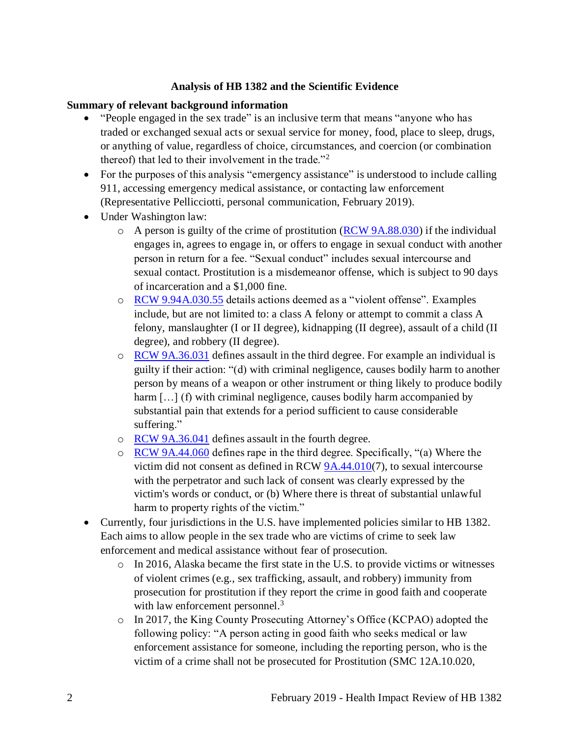## Analysis of HB 1382 and the Scientific Evidence

**Summary of relevant background information**

- "People engaged in the sex trade" is an inclusive term that means "anyone who has traded or exchanged sexual acts or sexual service for money, food, place to sleep, drugs, or anything of value, regardless of choice, circumstances, and coercion (or combination thereof) that led to their involvement in the trade."[2]
- For the purposes of this analysis "emergency assistance" is understood to include calling 911, accessing emergency medical assistance, or contacting law enforcement (Representative Pellicciotti, personal communication, February 2019).
- Under Washington law:
    - A person is guilty of the crime of prostitution (RCW 9A.88.030) if the individual engages in, agrees to engage in, or offers to engage in sexual conduct with another person in return for a fee. "Sexual conduct" includes sexual intercourse and sexual contact. Prostitution is a misdemeanor offense, which is subject to 90 days of incarceration and a $1,000 fine.
    - RCW 9.94A.030.55 details actions deemed as a "violent offense". Examples include, but are not limited to: a class A felony or attempt to commit a class A felony, manslaughter (I or II degree), kidnapping (II degree), assault of a child (II degree), and robbery (II degree).
    - RCW 9A.36.031 defines assault in the third degree. For example an individual is guilty if their action: "(d) with criminal negligence, causes bodily harm to another person by means of a weapon or other instrument or thing likely to produce bodily harm […] (f) with criminal negligence, causes bodily harm accompanied by substantial pain that extends for a period sufficient to cause considerable suffering."
    - RCW 9A.36.041 defines assault in the fourth degree.
    - RCW 9A.44.060 defines rape in the third degree. Specifically, "(a) Where the victim did not consent as defined in RCW 9A.44.010(7), to sexual intercourse with the perpetrator and such lack of consent was clearly expressed by the victim's words or conduct, or (b) Where there is threat of substantial unlawful harm to property rights of the victim."
- Currently, four jurisdictions in the U.S. have implemented policies similar to HB 1382. Each aims to allow people in the sex trade who are victims of crime to seek law enforcement and medical assistance without fear of prosecution.
    - In 2016, Alaska became the first state in the U.S. to provide victims or witnesses of violent crimes (e.g., sex trafficking, assault, and robbery) immunity from prosecution for prostitution if they report the crime in good faith and cooperate with law enforcement personnel.[3]
    - In 2017, the King County Prosecuting Attorney's Office (KCPAO) adopted the following policy: "A person acting in good faith who seeks medical or law enforcement assistance for someone, including the reporting person, who is the victim of a crime shall not be prosecuted for Prostitution (SMC 12A.10.020,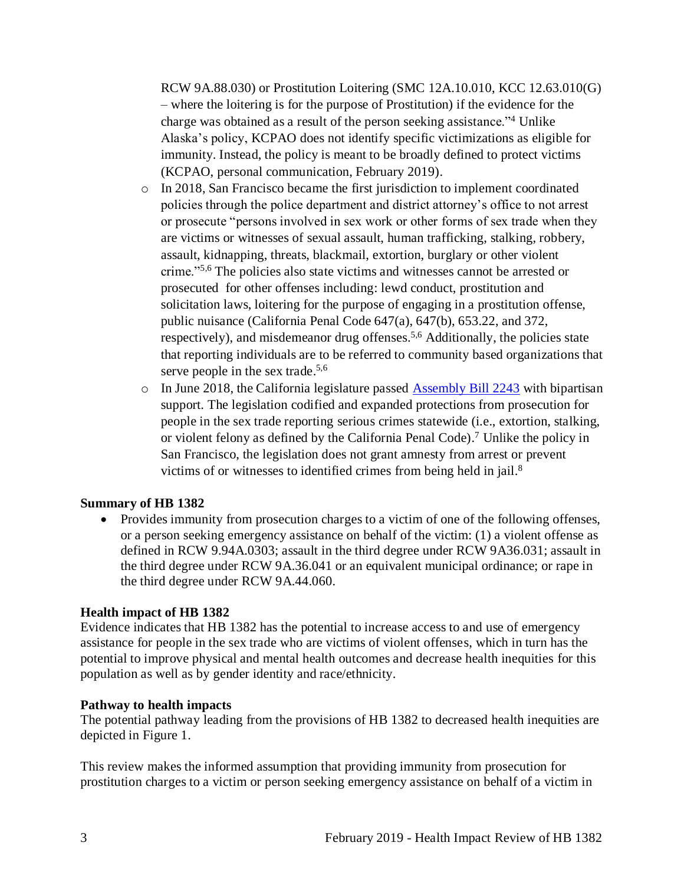RCW 9A.88.030) or Prostitution Loitering (SMC 12A.10.010, KCC 12.63.010(G) – where the loitering is for the purpose of Prostitution) if the evidence for the charge was obtained as a result of the person seeking assistance."[4] Unlike Alaska's policy, KCPAO does not identify specific victimizations as eligible for immunity. Instead, the policy is meant to be broadly defined to protect victims (KCPAO, personal communication, February 2019).

- In 2018, San Francisco became the first jurisdiction to implement coordinated policies through the police department and district attorney's office to not arrest or prosecute "persons involved in sex work or other forms of sex trade when they are victims or witnesses of sexual assault, human trafficking, stalking, robbery, assault, kidnapping, threats, blackmail, extortion, burglary or other violent crime."[5,6] The policies also state victims and witnesses cannot be arrested or prosecuted for other offenses including: lewd conduct, prostitution and solicitation laws, loitering for the purpose of engaging in a prostitution offense, public nuisance (California Penal Code 647(a), 647(b), 653.22, and 372, respectively), and misdemeanor drug offenses.[5,6] Additionally, the policies state that reporting individuals are to be referred to community based organizations that serve people in the sex trade.[5,6]
- In June 2018, the California legislature passed [Assembly Bill 2243] with bipartisan support. The legislation codified and expanded protections from prosecution for people in the sex trade reporting serious crimes statewide (i.e., extortion, stalking, or violent felony as defined by the California Penal Code).[7] Unlike the policy in San Francisco, the legislation does not grant amnesty from arrest or prevent victims of or witnesses to identified crimes from being held in jail.[8]

**Summary of HB 1382**

- Provides immunity from prosecution charges to a victim of one of the following offenses, or a person seeking emergency assistance on behalf of the victim: (1) a violent offense as defined in RCW 9.94A.0303; assault in the third degree under RCW 9A36.031; assault in the third degree under RCW 9A.36.041 or an equivalent municipal ordinance; or rape in the third degree under RCW 9A.44.060.

**Health impact of HB 1382**

Evidence indicates that HB 1382 has the potential to increase access to and use of emergency assistance for people in the sex trade who are victims of violent offenses, which in turn has the potential to improve physical and mental health outcomes and decrease health inequities for this population as well as by gender identity and race/ethnicity.

**Pathway to health impacts**

The potential pathway leading from the provisions of HB 1382 to decreased health inequities are depicted in Figure 1.

This review makes the informed assumption that providing immunity from prosecution for prostitution charges to a victim or person seeking emergency assistance on behalf of a victim in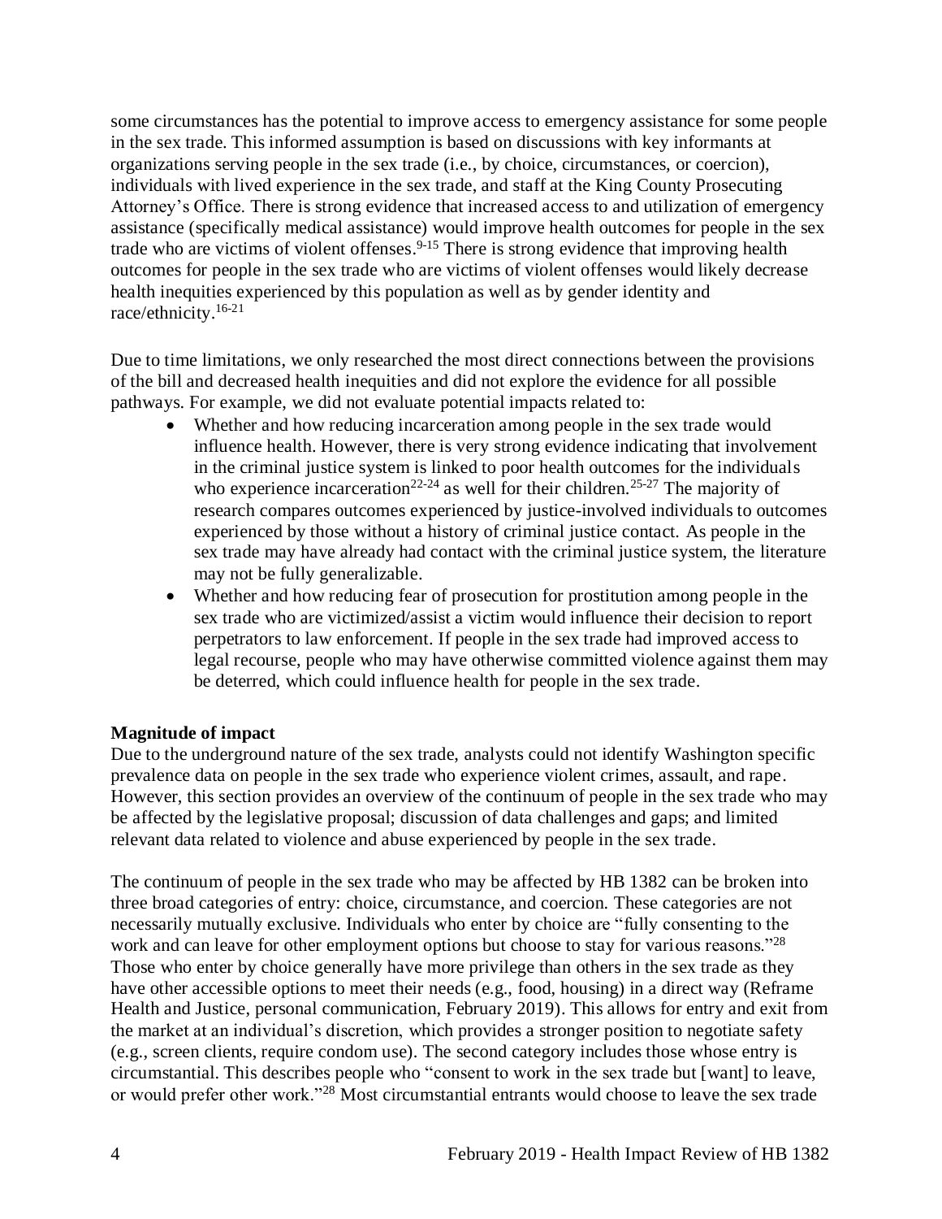some circumstances has the potential to improve access to emergency assistance for some people in the sex trade. This informed assumption is based on discussions with key informants at organizations serving people in the sex trade (i.e., by choice, circumstances, or coercion), individuals with lived experience in the sex trade, and staff at the King County Prosecuting Attorney's Office. There is strong evidence that increased access to and utilization of emergency assistance (specifically medical assistance) would improve health outcomes for people in the sex trade who are victims of violent offenses.[9-15] There is strong evidence that improving health outcomes for people in the sex trade who are victims of violent offenses would likely decrease health inequities experienced by this population as well as by gender identity and race/ethnicity.[16-21]

Due to time limitations, we only researched the most direct connections between the provisions of the bill and decreased health inequities and did not explore the evidence for all possible pathways. For example, we did not evaluate potential impacts related to:

- Whether and how reducing incarceration among people in the sex trade would influence health. However, there is very strong evidence indicating that involvement in the criminal justice system is linked to poor health outcomes for the individuals who experience incarceration[22-24] as well for their children.[25-27] The majority of research compares outcomes experienced by justice-involved individuals to outcomes experienced by those without a history of criminal justice contact. As people in the sex trade may have already had contact with the criminal justice system, the literature may not be fully generalizable.
- Whether and how reducing fear of prosecution for prostitution among people in the sex trade who are victimized/assist a victim would influence their decision to report perpetrators to law enforcement. If people in the sex trade had improved access to legal recourse, people who may have otherwise committed violence against them may be deterred, which could influence health for people in the sex trade.

**Magnitude of impact**

Due to the underground nature of the sex trade, analysts could not identify Washington specific prevalence data on people in the sex trade who experience violent crimes, assault, and rape. However, this section provides an overview of the continuum of people in the sex trade who may be affected by the legislative proposal; discussion of data challenges and gaps; and limited relevant data related to violence and abuse experienced by people in the sex trade.

The continuum of people in the sex trade who may be affected by HB 1382 can be broken into three broad categories of entry: choice, circumstance, and coercion. These categories are not necessarily mutually exclusive. Individuals who enter by choice are "fully consenting to the work and can leave for other employment options but choose to stay for various reasons."[28] Those who enter by choice generally have more privilege than others in the sex trade as they have other accessible options to meet their needs (e.g., food, housing) in a direct way (Reframe Health and Justice, personal communication, February 2019). This allows for entry and exit from the market at an individual's discretion, which provides a stronger position to negotiate safety (e.g., screen clients, require condom use). The second category includes those whose entry is circumstantial. This describes people who "consent to work in the sex trade but [want] to leave, or would prefer other work."[28] Most circumstantial entrants would choose to leave the sex trade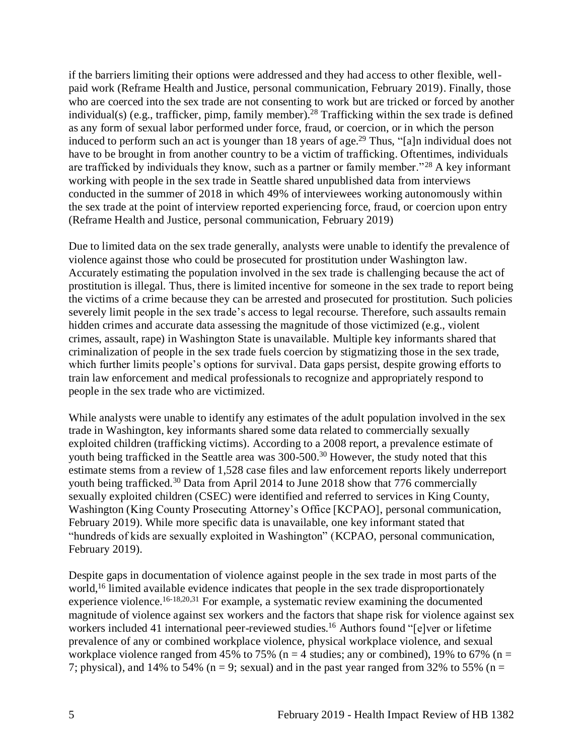if the barriers limiting their options were addressed and they had access to other flexible, well-paid work (Reframe Health and Justice, personal communication, February 2019). Finally, those who are coerced into the sex trade are not consenting to work but are tricked or forced by another individual(s) (e.g., trafficker, pimp, family member).[28] Trafficking within the sex trade is defined as any form of sexual labor performed under force, fraud, or coercion, or in which the person induced to perform such an act is younger than 18 years of age.[29] Thus, "[a]n individual does not have to be brought in from another country to be a victim of trafficking. Oftentimes, individuals are trafficked by individuals they know, such as a partner or family member."[28] A key informant working with people in the sex trade in Seattle shared unpublished data from interviews conducted in the summer of 2018 in which 49% of interviewees working autonomously within the sex trade at the point of interview reported experiencing force, fraud, or coercion upon entry (Reframe Health and Justice, personal communication, February 2019)

Due to limited data on the sex trade generally, analysts were unable to identify the prevalence of violence against those who could be prosecuted for prostitution under Washington law. Accurately estimating the population involved in the sex trade is challenging because the act of prostitution is illegal. Thus, there is limited incentive for someone in the sex trade to report being the victims of a crime because they can be arrested and prosecuted for prostitution. Such policies severely limit people in the sex trade's access to legal recourse. Therefore, such assaults remain hidden crimes and accurate data assessing the magnitude of those victimized (e.g., violent crimes, assault, rape) in Washington State is unavailable. Multiple key informants shared that criminalization of people in the sex trade fuels coercion by stigmatizing those in the sex trade, which further limits people's options for survival. Data gaps persist, despite growing efforts to train law enforcement and medical professionals to recognize and appropriately respond to people in the sex trade who are victimized.

While analysts were unable to identify any estimates of the adult population involved in the sex trade in Washington, key informants shared some data related to commercially sexually exploited children (trafficking victims). According to a 2008 report, a prevalence estimate of youth being trafficked in the Seattle area was 300-500.[30] However, the study noted that this estimate stems from a review of 1,528 case files and law enforcement reports likely underreport youth being trafficked.[30] Data from April 2014 to June 2018 show that 776 commercially sexually exploited children (CSEC) were identified and referred to services in King County, Washington (King County Prosecuting Attorney's Office [KCPAO], personal communication, February 2019). While more specific data is unavailable, one key informant stated that "hundreds of kids are sexually exploited in Washington" (KCPAO, personal communication, February 2019).

Despite gaps in documentation of violence against people in the sex trade in most parts of the world,[16] limited available evidence indicates that people in the sex trade disproportionately experience violence.[16-18,20,31] For example, a systematic review examining the documented magnitude of violence against sex workers and the factors that shape risk for violence against sex workers included 41 international peer-reviewed studies.[16] Authors found "[e]ver or lifetime prevalence of any or combined workplace violence, physical workplace violence, and sexual workplace violence ranged from 45% to 75% (n = 4 studies; any or combined), 19% to 67% (n = 7; physical), and 14% to 54% (n = 9; sexual) and in the past year ranged from 32% to 55% (n =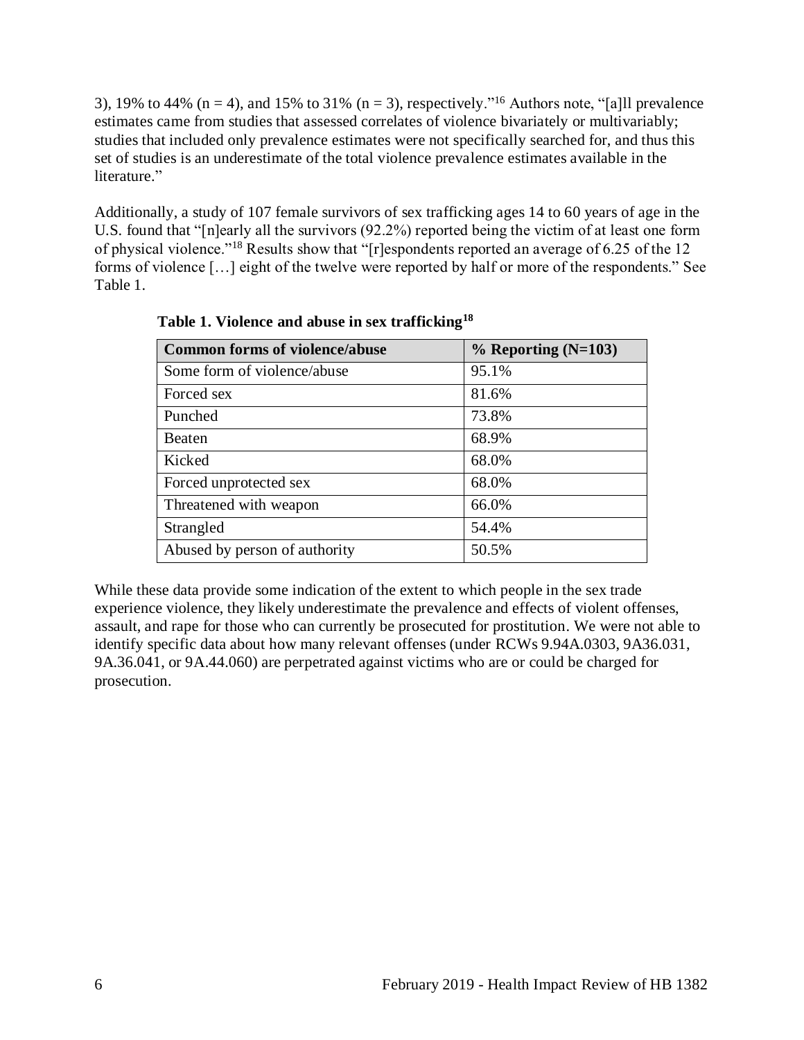3), 19% to 44% (n = 4), and 15% to 31% (n = 3), respectively."[16] Authors note, "[a]ll prevalence estimates came from studies that assessed correlates of violence bivariately or multivariably; studies that included only prevalence estimates were not specifically searched for, and thus this set of studies is an underestimate of the total violence prevalence estimates available in the literature."

Additionally, a study of 107 female survivors of sex trafficking ages 14 to 60 years of age in the U.S. found that "[n]early all the survivors (92.2%) reported being the victim of at least one form of physical violence."[18] Results show that "[r]espondents reported an average of 6.25 of the 12 forms of violence […] eight of the twelve were reported by half or more of the respondents." See Table 1.

**Table 1. Violence and abuse in sex trafficking[18]**

| Common forms of violence/abuse | % Reporting (N=103) |
|---|---|
| Some form of violence/abuse | 95.1% |
| Forced sex | 81.6% |
| Punched | 73.8% |
| Beaten | 68.9% |
| Kicked | 68.0% |
| Forced unprotected sex | 68.0% |
| Threatened with weapon | 66.0% |
| Strangled | 54.4% |
| Abused by person of authority | 50.5% |

While these data provide some indication of the extent to which people in the sex trade experience violence, they likely underestimate the prevalence and effects of violent offenses, assault, and rape for those who can currently be prosecuted for prostitution. We were not able to identify specific data about how many relevant offenses (under RCWs 9.94A.0303, 9A36.031, 9A.36.041, or 9A.44.060) are perpetrated against victims who are or could be charged for prosecution.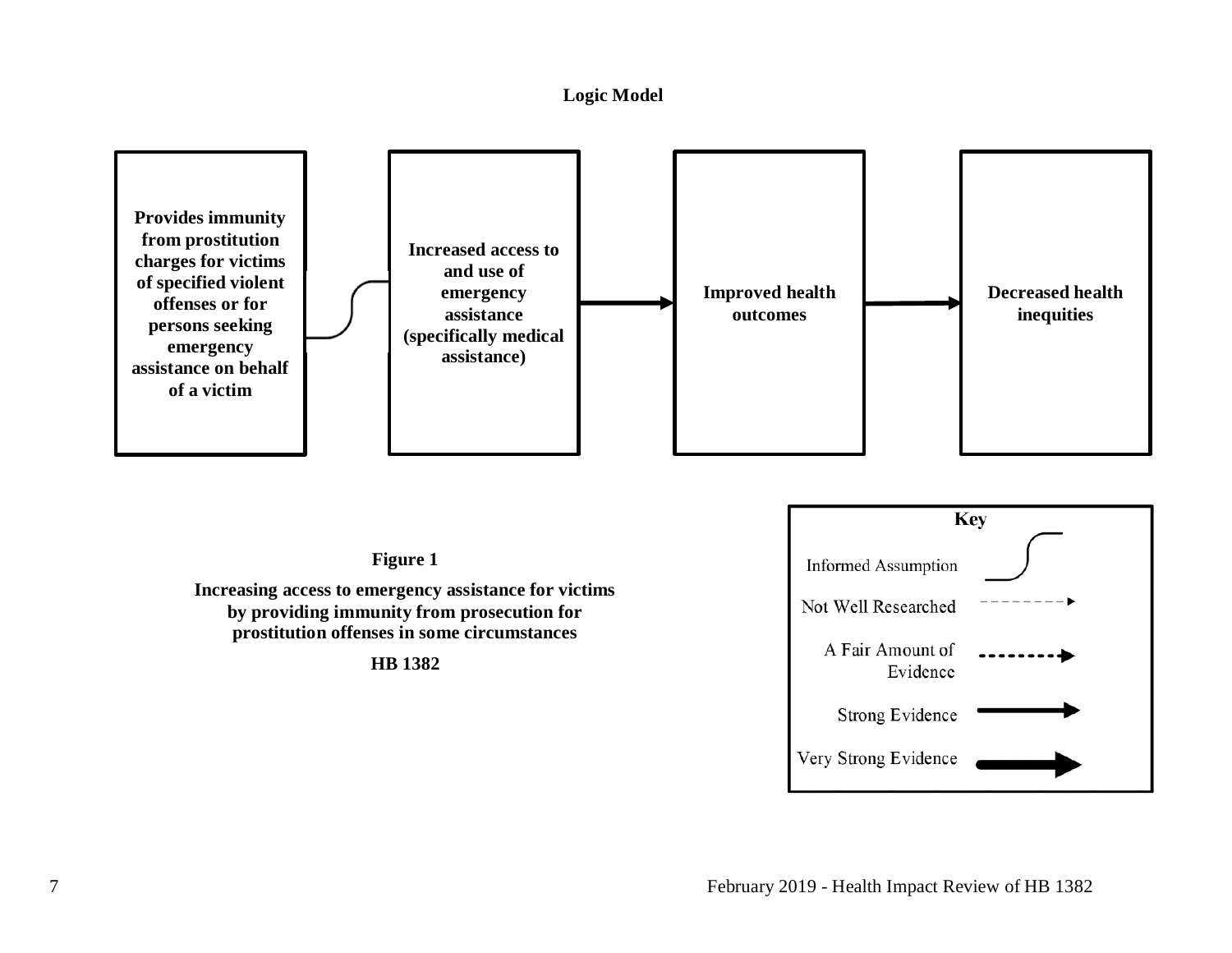**Logic Model**

**Provides immunity from prostitution charges for victims of specified violent offenses or for persons seeking emergency assistance on behalf of a victim**

**Increased access to and use of emergency assistance (specifically medical assistance)**

**Improved health outcomes**

**Decreased health inequities**

**Key**

Informed Assumption

Not Well Researched

A Fair Amount of Evidence

Strong Evidence

Very Strong Evidence

**Figure 1**

**Increasing access to emergency assistance for victims by providing immunity from prosecution for prostitution offenses in some circumstances**

**HB 1382**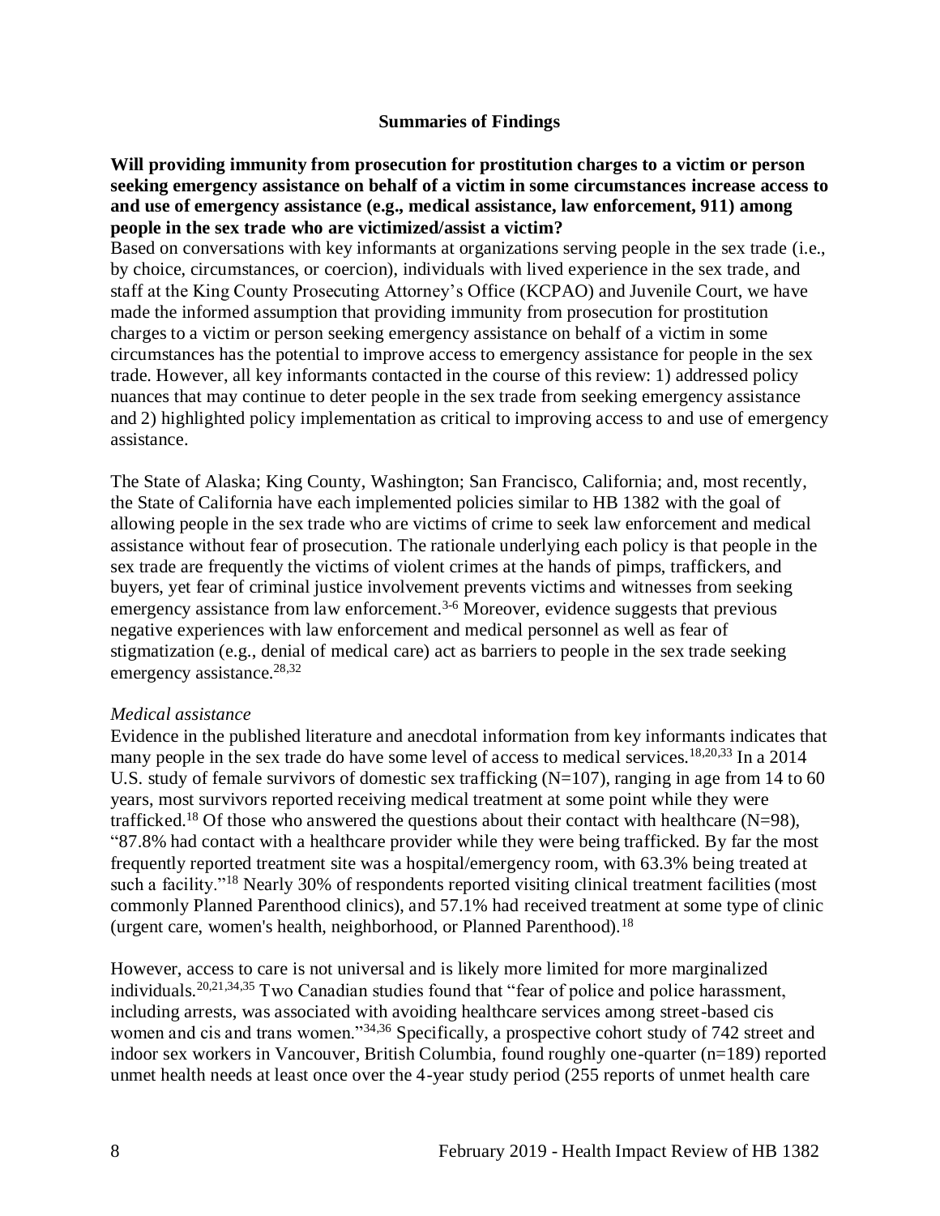## Summaries of Findings

**Will providing immunity from prosecution for prostitution charges to a victim or person seeking emergency assistance on behalf of a victim in some circumstances increase access to and use of emergency assistance (e.g., medical assistance, law enforcement, 911) among people in the sex trade who are victimized/assist a victim?**

Based on conversations with key informants at organizations serving people in the sex trade (i.e., by choice, circumstances, or coercion), individuals with lived experience in the sex trade, and staff at the King County Prosecuting Attorney's Office (KCPAO) and Juvenile Court, we have made the informed assumption that providing immunity from prosecution for prostitution charges to a victim or person seeking emergency assistance on behalf of a victim in some circumstances has the potential to improve access to emergency assistance for people in the sex trade. However, all key informants contacted in the course of this review: 1) addressed policy nuances that may continue to deter people in the sex trade from seeking emergency assistance and 2) highlighted policy implementation as critical to improving access to and use of emergency assistance.

The State of Alaska; King County, Washington; San Francisco, California; and, most recently, the State of California have each implemented policies similar to HB 1382 with the goal of allowing people in the sex trade who are victims of crime to seek law enforcement and medical assistance without fear of prosecution. The rationale underlying each policy is that people in the sex trade are frequently the victims of violent crimes at the hands of pimps, traffickers, and buyers, yet fear of criminal justice involvement prevents victims and witnesses from seeking emergency assistance from law enforcement.[3-6] Moreover, evidence suggests that previous negative experiences with law enforcement and medical personnel as well as fear of stigmatization (e.g., denial of medical care) act as barriers to people in the sex trade seeking emergency assistance.[28,32]

*Medical assistance*

Evidence in the published literature and anecdotal information from key informants indicates that many people in the sex trade do have some level of access to medical services.[18,20,33] In a 2014 U.S. study of female survivors of domestic sex trafficking (N=107), ranging in age from 14 to 60 years, most survivors reported receiving medical treatment at some point while they were trafficked.[18] Of those who answered the questions about their contact with healthcare (N=98), "87.8% had contact with a healthcare provider while they were being trafficked. By far the most frequently reported treatment site was a hospital/emergency room, with 63.3% being treated at such a facility."[18] Nearly 30% of respondents reported visiting clinical treatment facilities (most commonly Planned Parenthood clinics), and 57.1% had received treatment at some type of clinic (urgent care, women's health, neighborhood, or Planned Parenthood).[18]

However, access to care is not universal and is likely more limited for more marginalized individuals.[20,21,34,35] Two Canadian studies found that "fear of police and police harassment, including arrests, was associated with avoiding healthcare services among street-based cis women and cis and trans women."[34,36] Specifically, a prospective cohort study of 742 street and indoor sex workers in Vancouver, British Columbia, found roughly one-quarter (n=189) reported unmet health needs at least once over the 4-year study period (255 reports of unmet health care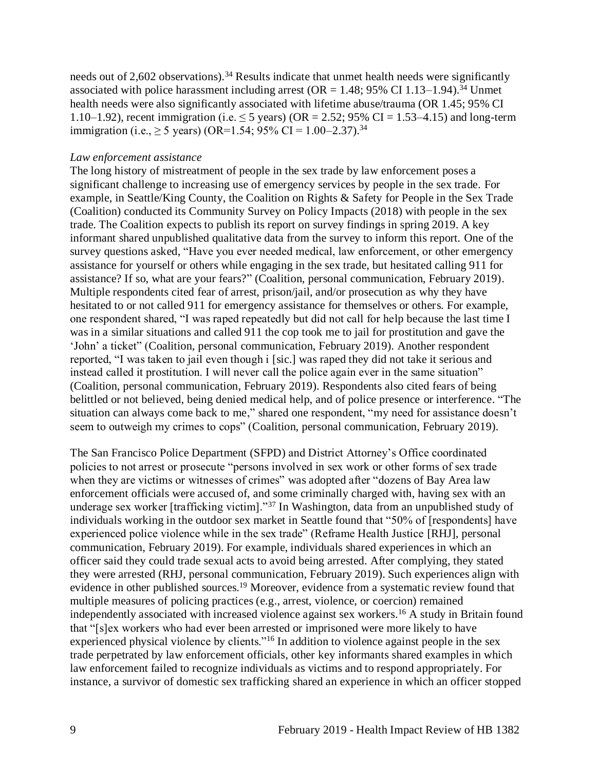needs out of 2,602 observations).[34] Results indicate that unmet health needs were significantly associated with police harassment including arrest (OR = 1.48; 95% CI 1.13–1.94).[34] Unmet health needs were also significantly associated with lifetime abuse/trauma (OR 1.45; 95% CI 1.10–1.92), recent immigration (i.e. $\leq$ 5 years) (OR = 2.52; 95% CI = 1.53–4.15) and long-term immigration (i.e., $\geq$ 5 years) (OR=1.54; 95% CI = 1.00–2.37).[34]

*Law enforcement assistance*

The long history of mistreatment of people in the sex trade by law enforcement poses a significant challenge to increasing use of emergency services by people in the sex trade. For example, in Seattle/King County, the Coalition on Rights & Safety for People in the Sex Trade (Coalition) conducted its Community Survey on Policy Impacts (2018) with people in the sex trade. The Coalition expects to publish its report on survey findings in spring 2019. A key informant shared unpublished qualitative data from the survey to inform this report. One of the survey questions asked, "Have you ever needed medical, law enforcement, or other emergency assistance for yourself or others while engaging in the sex trade, but hesitated calling 911 for assistance? If so, what are your fears?" (Coalition, personal communication, February 2019). Multiple respondents cited fear of arrest, prison/jail, and/or prosecution as why they have hesitated to or not called 911 for emergency assistance for themselves or others. For example, one respondent shared, "I was raped repeatedly but did not call for help because the last time I was in a similar situations and called 911 the cop took me to jail for prostitution and gave the 'John' a ticket" (Coalition, personal communication, February 2019). Another respondent reported, "I was taken to jail even though i [sic.] was raped they did not take it serious and instead called it prostitution. I will never call the police again ever in the same situation" (Coalition, personal communication, February 2019). Respondents also cited fears of being belittled or not believed, being denied medical help, and of police presence or interference. "The situation can always come back to me," shared one respondent, "my need for assistance doesn't seem to outweigh my crimes to cops" (Coalition, personal communication, February 2019).

The San Francisco Police Department (SFPD) and District Attorney's Office coordinated policies to not arrest or prosecute "persons involved in sex work or other forms of sex trade when they are victims or witnesses of crimes" was adopted after "dozens of Bay Area law enforcement officials were accused of, and some criminally charged with, having sex with an underage sex worker [trafficking victim]."[37] In Washington, data from an unpublished study of individuals working in the outdoor sex market in Seattle found that "50% of [respondents] have experienced police violence while in the sex trade" (Reframe Health Justice [RHJ], personal communication, February 2019). For example, individuals shared experiences in which an officer said they could trade sexual acts to avoid being arrested. After complying, they stated they were arrested (RHJ, personal communication, February 2019). Such experiences align with evidence in other published sources.[19] Moreover, evidence from a systematic review found that multiple measures of policing practices (e.g., arrest, violence, or coercion) remained independently associated with increased violence against sex workers.[16] A study in Britain found that "[s]ex workers who had ever been arrested or imprisoned were more likely to have experienced physical violence by clients."[16] In addition to violence against people in the sex trade perpetrated by law enforcement officials, other key informants shared examples in which law enforcement failed to recognize individuals as victims and to respond appropriately. For instance, a survivor of domestic sex trafficking shared an experience in which an officer stopped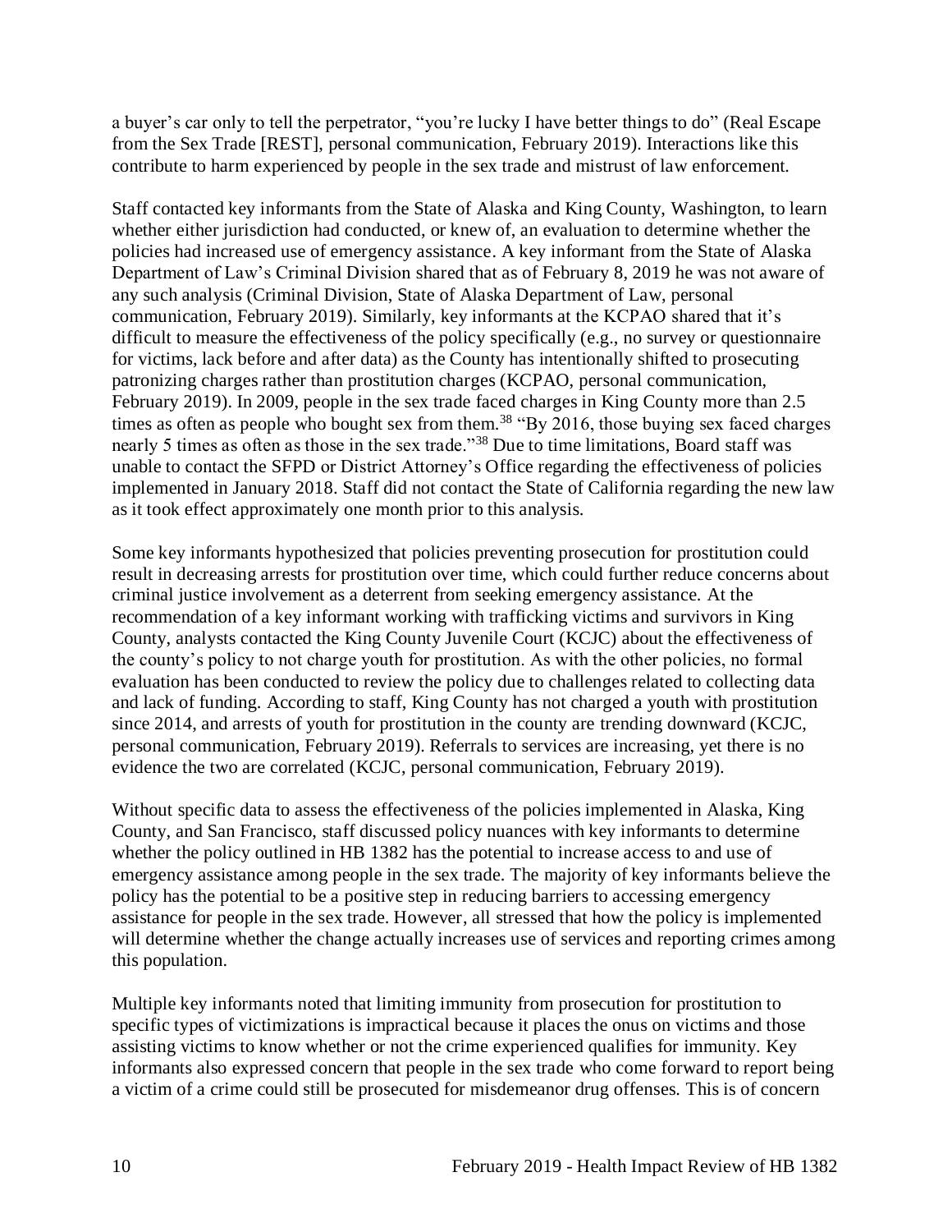a buyer's car only to tell the perpetrator, "you're lucky I have better things to do" (Real Escape from the Sex Trade [REST], personal communication, February 2019). Interactions like this contribute to harm experienced by people in the sex trade and mistrust of law enforcement.

Staff contacted key informants from the State of Alaska and King County, Washington, to learn whether either jurisdiction had conducted, or knew of, an evaluation to determine whether the policies had increased use of emergency assistance. A key informant from the State of Alaska Department of Law's Criminal Division shared that as of February 8, 2019 he was not aware of any such analysis (Criminal Division, State of Alaska Department of Law, personal communication, February 2019). Similarly, key informants at the KCPAO shared that it's difficult to measure the effectiveness of the policy specifically (e.g., no survey or questionnaire for victims, lack before and after data) as the County has intentionally shifted to prosecuting patronizing charges rather than prostitution charges (KCPAO, personal communication, February 2019). In 2009, people in the sex trade faced charges in King County more than 2.5 times as often as people who bought sex from them.[38] "By 2016, those buying sex faced charges nearly 5 times as often as those in the sex trade."[38] Due to time limitations, Board staff was unable to contact the SFPD or District Attorney's Office regarding the effectiveness of policies implemented in January 2018. Staff did not contact the State of California regarding the new law as it took effect approximately one month prior to this analysis.

Some key informants hypothesized that policies preventing prosecution for prostitution could result in decreasing arrests for prostitution over time, which could further reduce concerns about criminal justice involvement as a deterrent from seeking emergency assistance. At the recommendation of a key informant working with trafficking victims and survivors in King County, analysts contacted the King County Juvenile Court (KCJC) about the effectiveness of the county's policy to not charge youth for prostitution. As with the other policies, no formal evaluation has been conducted to review the policy due to challenges related to collecting data and lack of funding. According to staff, King County has not charged a youth with prostitution since 2014, and arrests of youth for prostitution in the county are trending downward (KCJC, personal communication, February 2019). Referrals to services are increasing, yet there is no evidence the two are correlated (KCJC, personal communication, February 2019).

Without specific data to assess the effectiveness of the policies implemented in Alaska, King County, and San Francisco, staff discussed policy nuances with key informants to determine whether the policy outlined in HB 1382 has the potential to increase access to and use of emergency assistance among people in the sex trade. The majority of key informants believe the policy has the potential to be a positive step in reducing barriers to accessing emergency assistance for people in the sex trade. However, all stressed that how the policy is implemented will determine whether the change actually increases use of services and reporting crimes among this population.

Multiple key informants noted that limiting immunity from prosecution for prostitution to specific types of victimizations is impractical because it places the onus on victims and those assisting victims to know whether or not the crime experienced qualifies for immunity. Key informants also expressed concern that people in the sex trade who come forward to report being a victim of a crime could still be prosecuted for misdemeanor drug offenses. This is of concern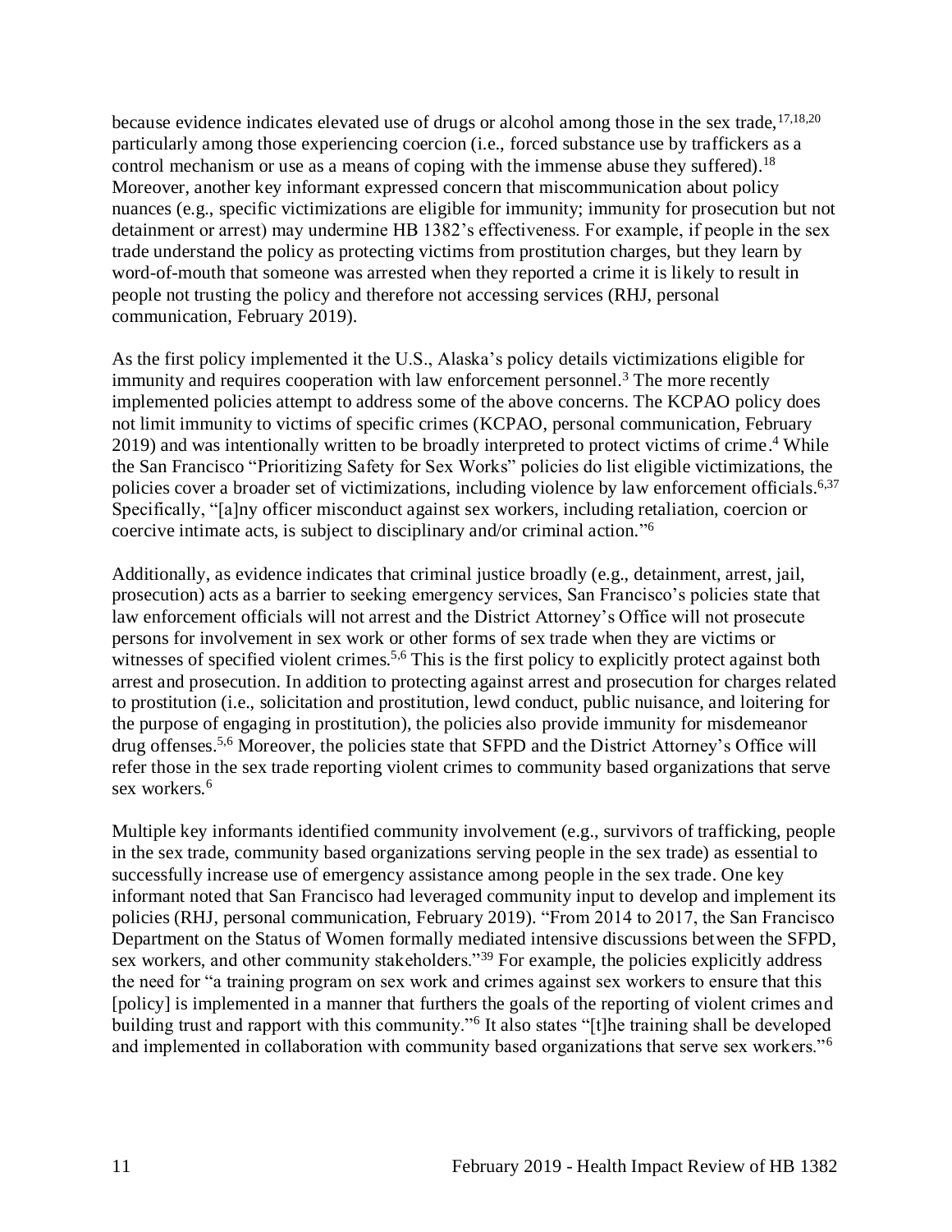because evidence indicates elevated use of drugs or alcohol among those in the sex trade,[17,18,20] particularly among those experiencing coercion (i.e., forced substance use by traffickers as a control mechanism or use as a means of coping with the immense abuse they suffered).[18] Moreover, another key informant expressed concern that miscommunication about policy nuances (e.g., specific victimizations are eligible for immunity; immunity for prosecution but not detainment or arrest) may undermine HB 1382's effectiveness. For example, if people in the sex trade understand the policy as protecting victims from prostitution charges, but they learn by word-of-mouth that someone was arrested when they reported a crime it is likely to result in people not trusting the policy and therefore not accessing services (RHJ, personal communication, February 2019).

As the first policy implemented it the U.S., Alaska's policy details victimizations eligible for immunity and requires cooperation with law enforcement personnel.[3] The more recently implemented policies attempt to address some of the above concerns. The KCPAO policy does not limit immunity to victims of specific crimes (KCPAO, personal communication, February 2019) and was intentionally written to be broadly interpreted to protect victims of crime.[4] While the San Francisco "Prioritizing Safety for Sex Works" policies do list eligible victimizations, the policies cover a broader set of victimizations, including violence by law enforcement officials.[6,37] Specifically, "[a]ny officer misconduct against sex workers, including retaliation, coercion or coercive intimate acts, is subject to disciplinary and/or criminal action."[6]

Additionally, as evidence indicates that criminal justice broadly (e.g., detainment, arrest, jail, prosecution) acts as a barrier to seeking emergency services, San Francisco's policies state that law enforcement officials will not arrest and the District Attorney's Office will not prosecute persons for involvement in sex work or other forms of sex trade when they are victims or witnesses of specified violent crimes.[5,6] This is the first policy to explicitly protect against both arrest and prosecution. In addition to protecting against arrest and prosecution for charges related to prostitution (i.e., solicitation and prostitution, lewd conduct, public nuisance, and loitering for the purpose of engaging in prostitution), the policies also provide immunity for misdemeanor drug offenses.[5,6] Moreover, the policies state that SFPD and the District Attorney's Office will refer those in the sex trade reporting violent crimes to community based organizations that serve sex workers.[6]

Multiple key informants identified community involvement (e.g., survivors of trafficking, people in the sex trade, community based organizations serving people in the sex trade) as essential to successfully increase use of emergency assistance among people in the sex trade. One key informant noted that San Francisco had leveraged community input to develop and implement its policies (RHJ, personal communication, February 2019). "From 2014 to 2017, the San Francisco Department on the Status of Women formally mediated intensive discussions between the SFPD, sex workers, and other community stakeholders."[39] For example, the policies explicitly address the need for "a training program on sex work and crimes against sex workers to ensure that this [policy] is implemented in a manner that furthers the goals of the reporting of violent crimes and building trust and rapport with this community."[6] It also states "[t]he training shall be developed and implemented in collaboration with community based organizations that serve sex workers."[6]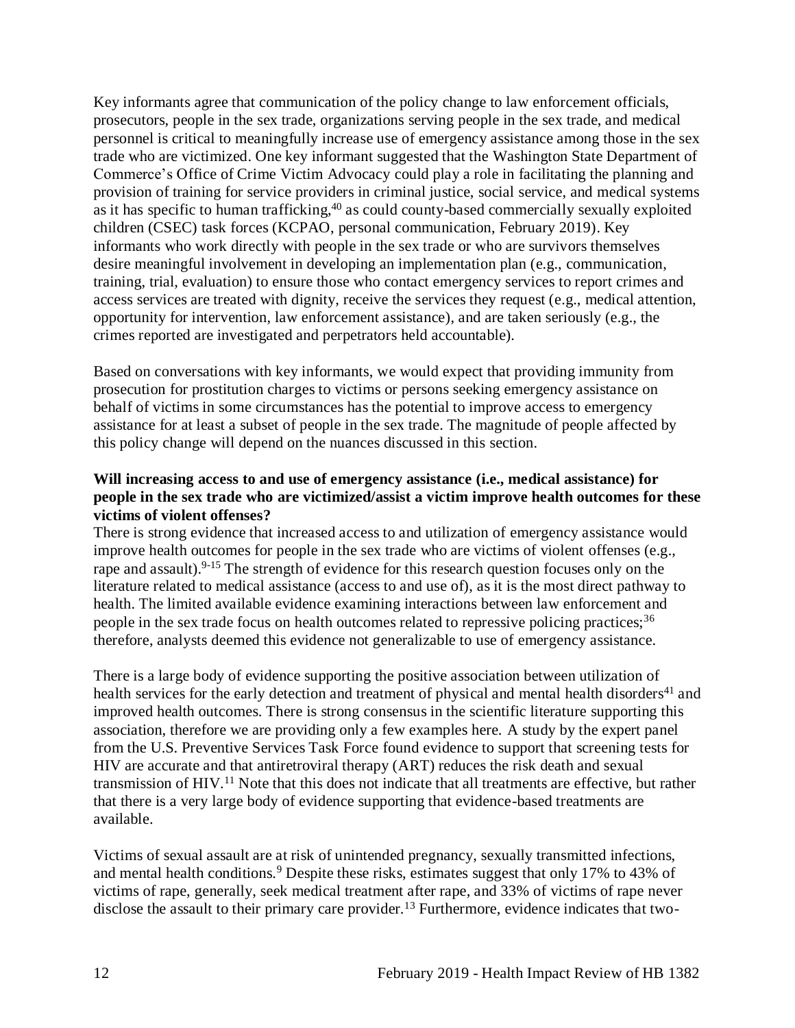Key informants agree that communication of the policy change to law enforcement officials, prosecutors, people in the sex trade, organizations serving people in the sex trade, and medical personnel is critical to meaningfully increase use of emergency assistance among those in the sex trade who are victimized. One key informant suggested that the Washington State Department of Commerce's Office of Crime Victim Advocacy could play a role in facilitating the planning and provision of training for service providers in criminal justice, social service, and medical systems as it has specific to human trafficking,[40] as could county-based commercially sexually exploited children (CSEC) task forces (KCPAO, personal communication, February 2019). Key informants who work directly with people in the sex trade or who are survivors themselves desire meaningful involvement in developing an implementation plan (e.g., communication, training, trial, evaluation) to ensure those who contact emergency services to report crimes and access services are treated with dignity, receive the services they request (e.g., medical attention, opportunity for intervention, law enforcement assistance), and are taken seriously (e.g., the crimes reported are investigated and perpetrators held accountable).

Based on conversations with key informants, we would expect that providing immunity from prosecution for prostitution charges to victims or persons seeking emergency assistance on behalf of victims in some circumstances has the potential to improve access to emergency assistance for at least a subset of people in the sex trade. The magnitude of people affected by this policy change will depend on the nuances discussed in this section.

**Will increasing access to and use of emergency assistance (i.e., medical assistance) for people in the sex trade who are victimized/assist a victim improve health outcomes for these victims of violent offenses?**

There is strong evidence that increased access to and utilization of emergency assistance would improve health outcomes for people in the sex trade who are victims of violent offenses (e.g., rape and assault).[9-15] The strength of evidence for this research question focuses only on the literature related to medical assistance (access to and use of), as it is the most direct pathway to health. The limited available evidence examining interactions between law enforcement and people in the sex trade focus on health outcomes related to repressive policing practices;[36] therefore, analysts deemed this evidence not generalizable to use of emergency assistance.

There is a large body of evidence supporting the positive association between utilization of health services for the early detection and treatment of physical and mental health disorders[41] and improved health outcomes. There is strong consensus in the scientific literature supporting this association, therefore we are providing only a few examples here. A study by the expert panel from the U.S. Preventive Services Task Force found evidence to support that screening tests for HIV are accurate and that antiretroviral therapy (ART) reduces the risk death and sexual transmission of HIV.[11] Note that this does not indicate that all treatments are effective, but rather that there is a very large body of evidence supporting that evidence-based treatments are available.

Victims of sexual assault are at risk of unintended pregnancy, sexually transmitted infections, and mental health conditions.[9] Despite these risks, estimates suggest that only 17% to 43% of victims of rape, generally, seek medical treatment after rape, and 33% of victims of rape never disclose the assault to their primary care provider.[13] Furthermore, evidence indicates that two-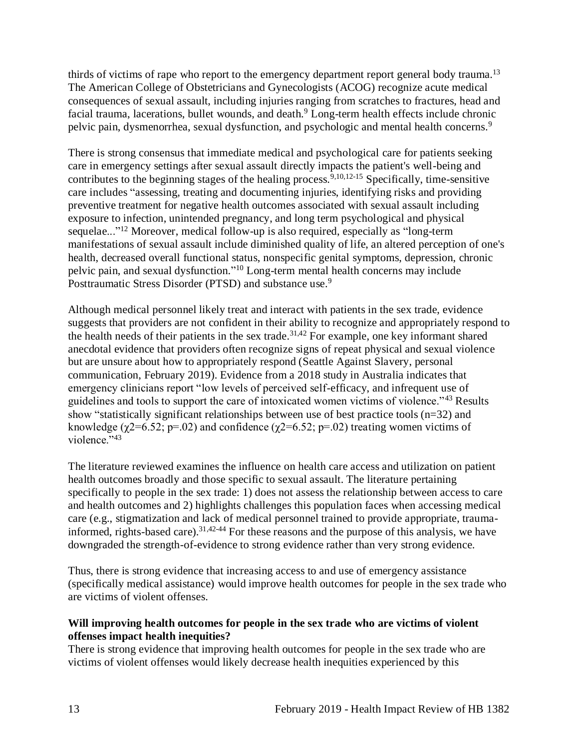thirds of victims of rape who report to the emergency department report general body trauma.[13] The American College of Obstetricians and Gynecologists (ACOG) recognize acute medical consequences of sexual assault, including injuries ranging from scratches to fractures, head and facial trauma, lacerations, bullet wounds, and death.[9] Long-term health effects include chronic pelvic pain, dysmenorrhea, sexual dysfunction, and psychologic and mental health concerns.[9]

There is strong consensus that immediate medical and psychological care for patients seeking care in emergency settings after sexual assault directly impacts the patient's well-being and contributes to the beginning stages of the healing process.[9,10,12-15] Specifically, time-sensitive care includes "assessing, treating and documenting injuries, identifying risks and providing preventive treatment for negative health outcomes associated with sexual assault including exposure to infection, unintended pregnancy, and long term psychological and physical sequelae..."[12] Moreover, medical follow-up is also required, especially as "long-term manifestations of sexual assault include diminished quality of life, an altered perception of one's health, decreased overall functional status, nonspecific genital symptoms, depression, chronic pelvic pain, and sexual dysfunction."[10] Long-term mental health concerns may include Posttraumatic Stress Disorder (PTSD) and substance use.[9]

Although medical personnel likely treat and interact with patients in the sex trade, evidence suggests that providers are not confident in their ability to recognize and appropriately respond to the health needs of their patients in the sex trade.[31,42] For example, one key informant shared anecdotal evidence that providers often recognize signs of repeat physical and sexual violence but are unsure about how to appropriately respond (Seattle Against Slavery, personal communication, February 2019). Evidence from a 2018 study in Australia indicates that emergency clinicians report "low levels of perceived self-efficacy, and infrequent use of guidelines and tools to support the care of intoxicated women victims of violence."[43] Results show "statistically significant relationships between use of best practice tools (n=32) and knowledge ($\chi 2$=6.52; p=.02) and confidence ($\chi 2$=6.52; p=.02) treating women victims of violence."[43]

The literature reviewed examines the influence on health care access and utilization on patient health outcomes broadly and those specific to sexual assault. The literature pertaining specifically to people in the sex trade: 1) does not assess the relationship between access to care and health outcomes and 2) highlights challenges this population faces when accessing medical care (e.g., stigmatization and lack of medical personnel trained to provide appropriate, trauma-informed, rights-based care).[31,42-44] For these reasons and the purpose of this analysis, we have downgraded the strength-of-evidence to strong evidence rather than very strong evidence.

Thus, there is strong evidence that increasing access to and use of emergency assistance (specifically medical assistance) would improve health outcomes for people in the sex trade who are victims of violent offenses.

**Will improving health outcomes for people in the sex trade who are victims of violent offenses impact health inequities?**

There is strong evidence that improving health outcomes for people in the sex trade who are victims of violent offenses would likely decrease health inequities experienced by this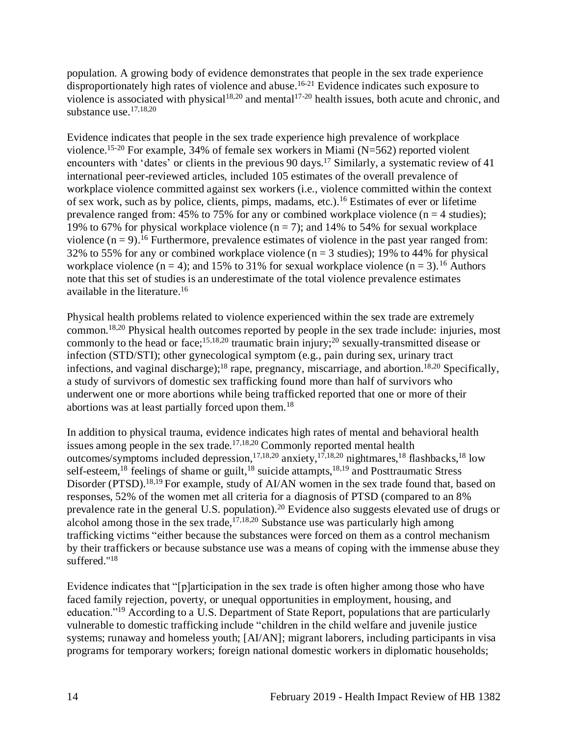population. A growing body of evidence demonstrates that people in the sex trade experience disproportionately high rates of violence and abuse.[16-21] Evidence indicates such exposure to violence is associated with physical[18,20] and mental[17-20] health issues, both acute and chronic, and substance use.[17,18,20]

Evidence indicates that people in the sex trade experience high prevalence of workplace violence.[15-20] For example, 34% of female sex workers in Miami (N=562) reported violent encounters with 'dates' or clients in the previous 90 days.[17] Similarly, a systematic review of 41 international peer-reviewed articles, included 105 estimates of the overall prevalence of workplace violence committed against sex workers (i.e., violence committed within the context of sex work, such as by police, clients, pimps, madams, etc.).[16] Estimates of ever or lifetime prevalence ranged from: 45% to 75% for any or combined workplace violence (n = 4 studies); 19% to 67% for physical workplace violence (n = 7); and 14% to 54% for sexual workplace violence (n = 9).[16] Furthermore, prevalence estimates of violence in the past year ranged from: 32% to 55% for any or combined workplace violence (n = 3 studies); 19% to 44% for physical workplace violence (n = 4); and 15% to 31% for sexual workplace violence (n = 3).[16] Authors note that this set of studies is an underestimate of the total violence prevalence estimates available in the literature.[16]

Physical health problems related to violence experienced within the sex trade are extremely common.[18,20] Physical health outcomes reported by people in the sex trade include: injuries, most commonly to the head or face;[15,18,20] traumatic brain injury;[20] sexually-transmitted disease or infection (STD/STI); other gynecological symptom (e.g., pain during sex, urinary tract infections, and vaginal discharge);[18] rape, pregnancy, miscarriage, and abortion.[18,20] Specifically, a study of survivors of domestic sex trafficking found more than half of survivors who underwent one or more abortions while being trafficked reported that one or more of their abortions was at least partially forced upon them.[18]

In addition to physical trauma, evidence indicates high rates of mental and behavioral health issues among people in the sex trade.[17,18,20] Commonly reported mental health outcomes/symptoms included depression,[17,18,20] anxiety,[17,18,20] nightmares,[18] flashbacks,[18] low self-esteem,[18] feelings of shame or guilt,[18] suicide attampts,[18,19] and Posttraumatic Stress Disorder (PTSD).[18,19] For example, study of AI/AN women in the sex trade found that, based on responses, 52% of the women met all criteria for a diagnosis of PTSD (compared to an 8% prevalence rate in the general U.S. population).[20] Evidence also suggests elevated use of drugs or alcohol among those in the sex trade,[17,18,20] Substance use was particularly high among trafficking victims "either because the substances were forced on them as a control mechanism by their traffickers or because substance use was a means of coping with the immense abuse they suffered."[18]

Evidence indicates that "[p]articipation in the sex trade is often higher among those who have faced family rejection, poverty, or unequal opportunities in employment, housing, and education."[19] According to a U.S. Department of State Report, populations that are particularly vulnerable to domestic trafficking include "children in the child welfare and juvenile justice systems; runaway and homeless youth; [AI/AN]; migrant laborers, including participants in visa programs for temporary workers; foreign national domestic workers in diplomatic households;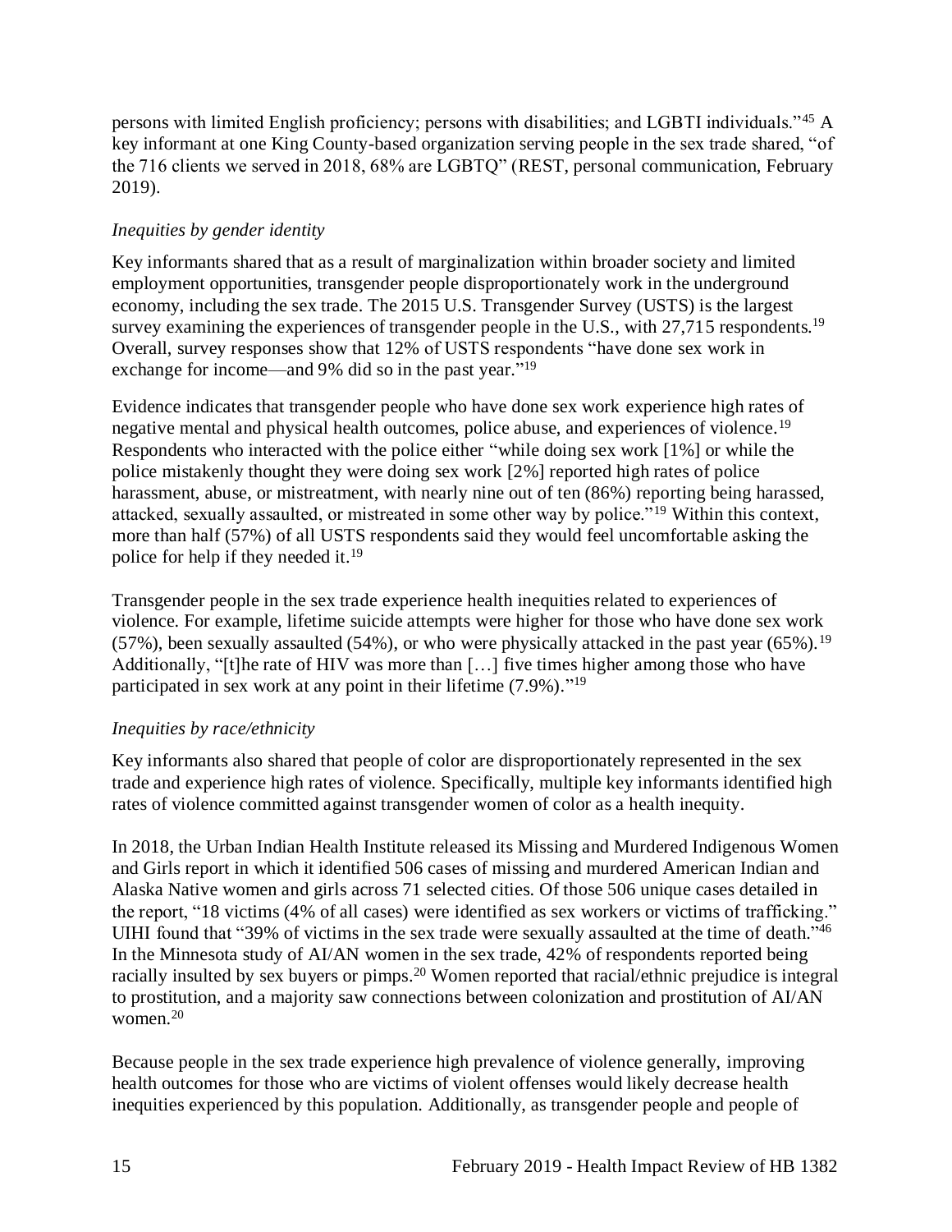persons with limited English proficiency; persons with disabilities; and LGBTI individuals."[45] A key informant at one King County-based organization serving people in the sex trade shared, "of the 716 clients we served in 2018, 68% are LGBTQ" (REST, personal communication, February 2019).

*Inequities by gender identity*

Key informants shared that as a result of marginalization within broader society and limited employment opportunities, transgender people disproportionately work in the underground economy, including the sex trade. The 2015 U.S. Transgender Survey (USTS) is the largest survey examining the experiences of transgender people in the U.S., with 27,715 respondents.[19] Overall, survey responses show that 12% of USTS respondents "have done sex work in exchange for income—and 9% did so in the past year."[19]

Evidence indicates that transgender people who have done sex work experience high rates of negative mental and physical health outcomes, police abuse, and experiences of violence.[19] Respondents who interacted with the police either "while doing sex work [1%] or while the police mistakenly thought they were doing sex work [2%] reported high rates of police harassment, abuse, or mistreatment, with nearly nine out of ten (86%) reporting being harassed, attacked, sexually assaulted, or mistreated in some other way by police."[19] Within this context, more than half (57%) of all USTS respondents said they would feel uncomfortable asking the police for help if they needed it.[19]

Transgender people in the sex trade experience health inequities related to experiences of violence. For example, lifetime suicide attempts were higher for those who have done sex work (57%), been sexually assaulted (54%), or who were physically attacked in the past year (65%).[19] Additionally, "[t]he rate of HIV was more than […] five times higher among those who have participated in sex work at any point in their lifetime (7.9%)."[19]

*Inequities by race/ethnicity*

Key informants also shared that people of color are disproportionately represented in the sex trade and experience high rates of violence. Specifically, multiple key informants identified high rates of violence committed against transgender women of color as a health inequity.

In 2018, the Urban Indian Health Institute released its Missing and Murdered Indigenous Women and Girls report in which it identified 506 cases of missing and murdered American Indian and Alaska Native women and girls across 71 selected cities. Of those 506 unique cases detailed in the report, "18 victims (4% of all cases) were identified as sex workers or victims of trafficking." UIHI found that "39% of victims in the sex trade were sexually assaulted at the time of death."[46] In the Minnesota study of AI/AN women in the sex trade, 42% of respondents reported being racially insulted by sex buyers or pimps.[20] Women reported that racial/ethnic prejudice is integral to prostitution, and a majority saw connections between colonization and prostitution of AI/AN women.[20]

Because people in the sex trade experience high prevalence of violence generally, improving health outcomes for those who are victims of violent offenses would likely decrease health inequities experienced by this population. Additionally, as transgender people and people of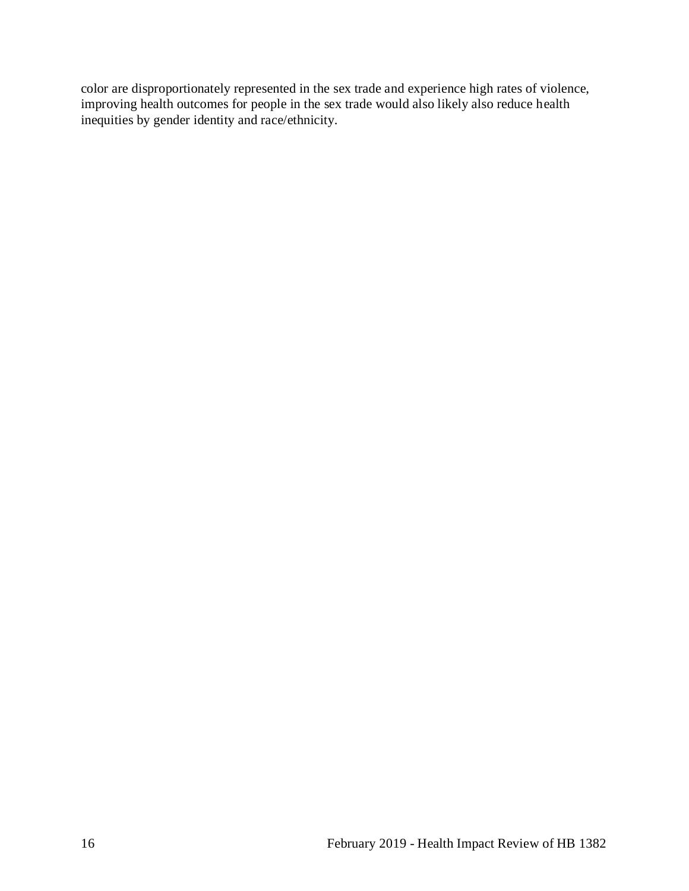color are disproportionately represented in the sex trade and experience high rates of violence, improving health outcomes for people in the sex trade would also likely also reduce health inequities by gender identity and race/ethnicity.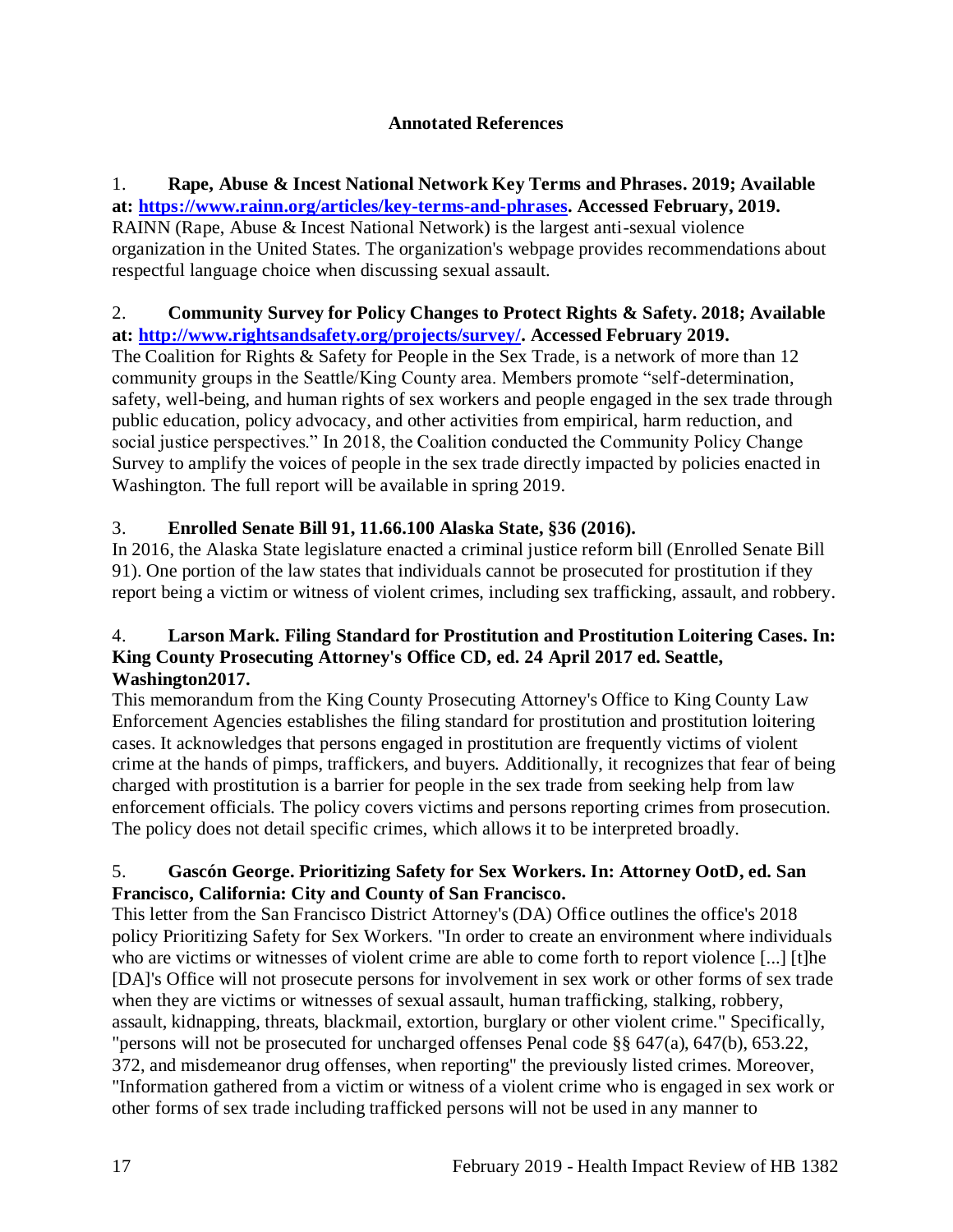## Annotated References

1. **Rape, Abuse & Incest National Network Key Terms and Phrases. 2019; Available at: [https://www.rainn.org/articles/key-terms-and-phrases](https://www.rainn.org/articles/key-terms-and-phrases). Accessed February, 2019.**
RAINN (Rape, Abuse & Incest National Network) is the largest anti-sexual violence organization in the United States. The organization's webpage provides recommendations about respectful language choice when discussing sexual assault.

2. **Community Survey for Policy Changes to Protect Rights & Safety. 2018; Available at: [http://www.rightsandsafety.org/projects/survey/](http://www.rightsandsafety.org/projects/survey/). Accessed February 2019.**
The Coalition for Rights & Safety for People in the Sex Trade, is a network of more than 12 community groups in the Seattle/King County area. Members promote "self-determination, safety, well-being, and human rights of sex workers and people engaged in the sex trade through public education, policy advocacy, and other activities from empirical, harm reduction, and social justice perspectives." In 2018, the Coalition conducted the Community Policy Change Survey to amplify the voices of people in the sex trade directly impacted by policies enacted in Washington. The full report will be available in spring 2019.

3. **Enrolled Senate Bill 91, 11.66.100 Alaska State, §36 (2016).**
In 2016, the Alaska State legislature enacted a criminal justice reform bill (Enrolled Senate Bill 91). One portion of the law states that individuals cannot be prosecuted for prostitution if they report being a victim or witness of violent crimes, including sex trafficking, assault, and robbery.

4. **Larson Mark. Filing Standard for Prostitution and Prostitution Loitering Cases. In: King County Prosecuting Attorney's Office CD, ed. 24 April 2017 ed. Seattle, Washington2017.**
This memorandum from the King County Prosecuting Attorney's Office to King County Law Enforcement Agencies establishes the filing standard for prostitution and prostitution loitering cases. It acknowledges that persons engaged in prostitution are frequently victims of violent crime at the hands of pimps, traffickers, and buyers. Additionally, it recognizes that fear of being charged with prostitution is a barrier for people in the sex trade from seeking help from law enforcement officials. The policy covers victims and persons reporting crimes from prosecution. The policy does not detail specific crimes, which allows it to be interpreted broadly.

5. **Gascón George. Prioritizing Safety for Sex Workers. In: Attorney OotD, ed. San Francisco, California: City and County of San Francisco.**
This letter from the San Francisco District Attorney's (DA) Office outlines the office's 2018 policy Prioritizing Safety for Sex Workers. "In order to create an environment where individuals who are victims or witnesses of violent crime are able to come forth to report violence [...] [t]he [DA]'s Office will not prosecute persons for involvement in sex work or other forms of sex trade when they are victims or witnesses of sexual assault, human trafficking, stalking, robbery, assault, kidnapping, threats, blackmail, extortion, burglary or other violent crime." Specifically, "persons will not be prosecuted for uncharged offenses Penal code §§ 647(a), 647(b), 653.22, 372, and misdemeanor drug offenses, when reporting" the previously listed crimes. Moreover, "Information gathered from a victim or witness of a violent crime who is engaged in sex work or other forms of sex trade including trafficked persons will not be used in any manner to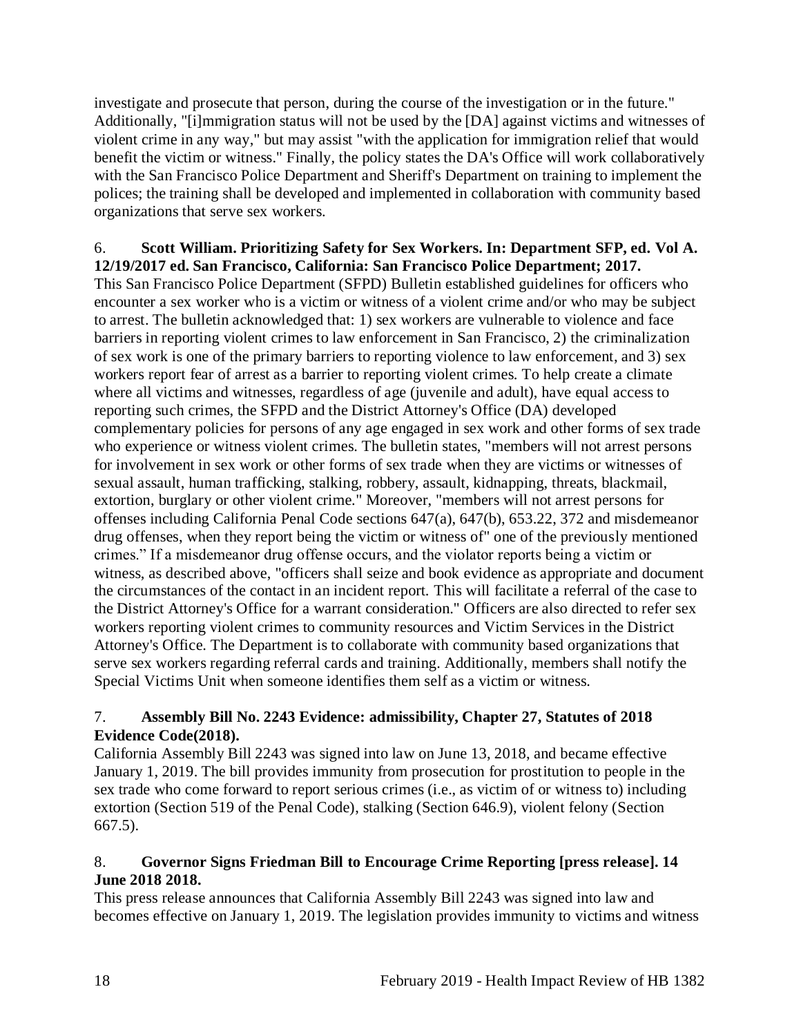investigate and prosecute that person, during the course of the investigation or in the future." Additionally, "[i]mmigration status will not be used by the [DA] against victims and witnesses of violent crime in any way," but may assist "with the application for immigration relief that would benefit the victim or witness." Finally, the policy states the DA's Office will work collaboratively with the San Francisco Police Department and Sheriff's Department on training to implement the polices; the training shall be developed and implemented in collaboration with community based organizations that serve sex workers.

6. **Scott William. Prioritizing Safety for Sex Workers. In: Department SFP, ed. Vol A. 12/19/2017 ed. San Francisco, California: San Francisco Police Department; 2017.**

This San Francisco Police Department (SFPD) Bulletin established guidelines for officers who encounter a sex worker who is a victim or witness of a violent crime and/or who may be subject to arrest. The bulletin acknowledged that: 1) sex workers are vulnerable to violence and face barriers in reporting violent crimes to law enforcement in San Francisco, 2) the criminalization of sex work is one of the primary barriers to reporting violence to law enforcement, and 3) sex workers report fear of arrest as a barrier to reporting violent crimes. To help create a climate where all victims and witnesses, regardless of age (juvenile and adult), have equal access to reporting such crimes, the SFPD and the District Attorney's Office (DA) developed complementary policies for persons of any age engaged in sex work and other forms of sex trade who experience or witness violent crimes. The bulletin states, "members will not arrest persons for involvement in sex work or other forms of sex trade when they are victims or witnesses of sexual assault, human trafficking, stalking, robbery, assault, kidnapping, threats, blackmail, extortion, burglary or other violent crime." Moreover, "members will not arrest persons for offenses including California Penal Code sections 647(a), 647(b), 653.22, 372 and misdemeanor drug offenses, when they report being the victim or witness of" one of the previously mentioned crimes." If a misdemeanor drug offense occurs, and the violator reports being a victim or witness, as described above, "officers shall seize and book evidence as appropriate and document the circumstances of the contact in an incident report. This will facilitate a referral of the case to the District Attorney's Office for a warrant consideration." Officers are also directed to refer sex workers reporting violent crimes to community resources and Victim Services in the District Attorney's Office. The Department is to collaborate with community based organizations that serve sex workers regarding referral cards and training. Additionally, members shall notify the Special Victims Unit when someone identifies them self as a victim or witness.

7. **Assembly Bill No. 2243 Evidence: admissibility, Chapter 27, Statutes of 2018 Evidence Code(2018).**

California Assembly Bill 2243 was signed into law on June 13, 2018, and became effective January 1, 2019. The bill provides immunity from prosecution for prostitution to people in the sex trade who come forward to report serious crimes (i.e., as victim of or witness to) including extortion (Section 519 of the Penal Code), stalking (Section 646.9), violent felony (Section 667.5).

8. **Governor Signs Friedman Bill to Encourage Crime Reporting [press release]. 14 June 2018 2018.**

This press release announces that California Assembly Bill 2243 was signed into law and becomes effective on January 1, 2019. The legislation provides immunity to victims and witness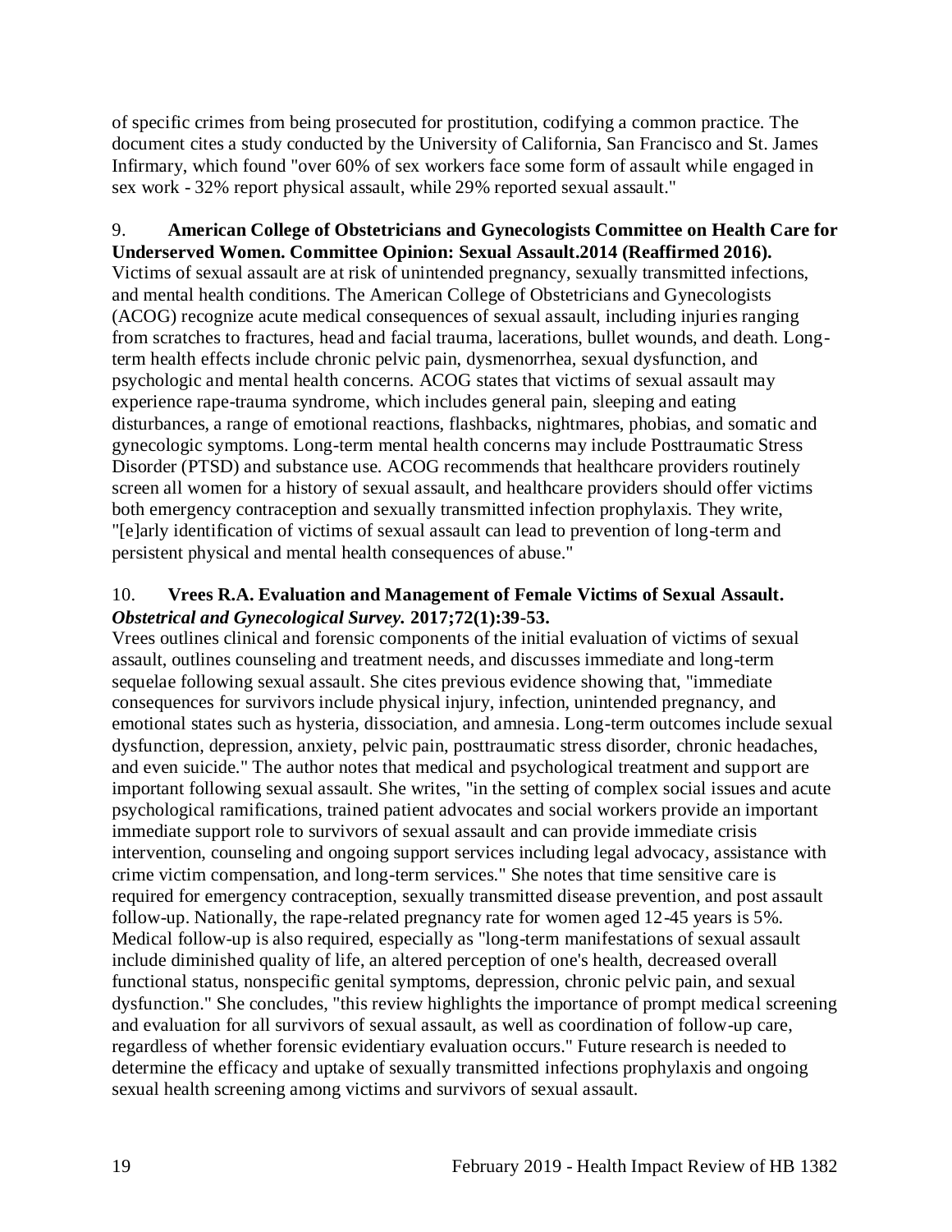of specific crimes from being prosecuted for prostitution, codifying a common practice. The document cites a study conducted by the University of California, San Francisco and St. James Infirmary, which found "over 60% of sex workers face some form of assault while engaged in sex work - 32% report physical assault, while 29% reported sexual assault."

9. **American College of Obstetricians and Gynecologists Committee on Health Care for Underserved Women. Committee Opinion: Sexual Assault.2014 (Reaffirmed 2016).**
Victims of sexual assault are at risk of unintended pregnancy, sexually transmitted infections, and mental health conditions. The American College of Obstetricians and Gynecologists (ACOG) recognize acute medical consequences of sexual assault, including injuries ranging from scratches to fractures, head and facial trauma, lacerations, bullet wounds, and death. Long-term health effects include chronic pelvic pain, dysmenorrhea, sexual dysfunction, and psychologic and mental health concerns. ACOG states that victims of sexual assault may experience rape-trauma syndrome, which includes general pain, sleeping and eating disturbances, a range of emotional reactions, flashbacks, nightmares, phobias, and somatic and gynecologic symptoms. Long-term mental health concerns may include Posttraumatic Stress Disorder (PTSD) and substance use. ACOG recommends that healthcare providers routinely screen all women for a history of sexual assault, and healthcare providers should offer victims both emergency contraception and sexually transmitted infection prophylaxis. They write, "[e]arly identification of victims of sexual assault can lead to prevention of long-term and persistent physical and mental health consequences of abuse."

10. **Vrees R.A. Evaluation and Management of Female Victims of Sexual Assault.** ***Obstetrical and Gynecological Survey.*** **2017;72(1):39-53.**
Vrees outlines clinical and forensic components of the initial evaluation of victims of sexual assault, outlines counseling and treatment needs, and discusses immediate and long-term sequelae following sexual assault. She cites previous evidence showing that, "immediate consequences for survivors include physical injury, infection, unintended pregnancy, and emotional states such as hysteria, dissociation, and amnesia. Long-term outcomes include sexual dysfunction, depression, anxiety, pelvic pain, posttraumatic stress disorder, chronic headaches, and even suicide." The author notes that medical and psychological treatment and support are important following sexual assault. She writes, "in the setting of complex social issues and acute psychological ramifications, trained patient advocates and social workers provide an important immediate support role to survivors of sexual assault and can provide immediate crisis intervention, counseling and ongoing support services including legal advocacy, assistance with crime victim compensation, and long-term services." She notes that time sensitive care is required for emergency contraception, sexually transmitted disease prevention, and post assault follow-up. Nationally, the rape-related pregnancy rate for women aged 12-45 years is 5%. Medical follow-up is also required, especially as "long-term manifestations of sexual assault include diminished quality of life, an altered perception of one's health, decreased overall functional status, nonspecific genital symptoms, depression, chronic pelvic pain, and sexual dysfunction." She concludes, "this review highlights the importance of prompt medical screening and evaluation for all survivors of sexual assault, as well as coordination of follow-up care, regardless of whether forensic evidentiary evaluation occurs." Future research is needed to determine the efficacy and uptake of sexually transmitted infections prophylaxis and ongoing sexual health screening among victims and survivors of sexual assault.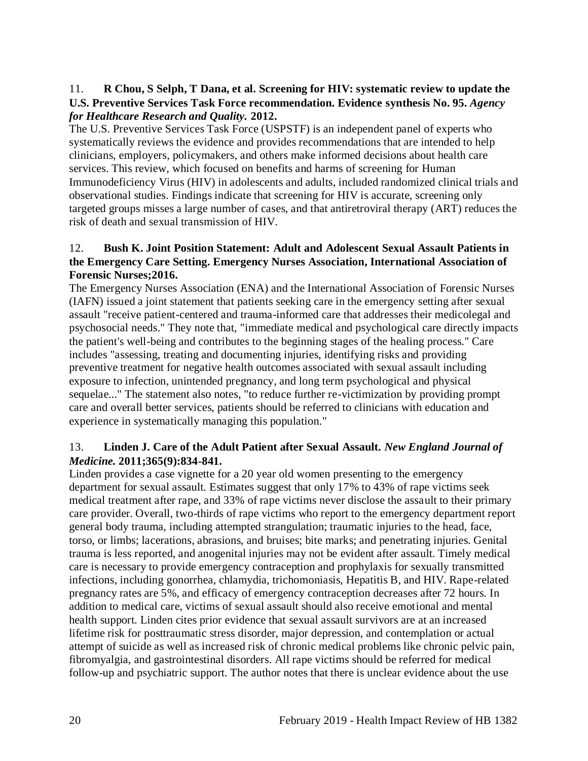11. **R Chou, S Selph, T Dana, et al. Screening for HIV: systematic review to update the U.S. Preventive Services Task Force recommendation. Evidence synthesis No. 95. *Agency for Healthcare Research and Quality.* 2012.**

The U.S. Preventive Services Task Force (USPSTF) is an independent panel of experts who systematically reviews the evidence and provides recommendations that are intended to help clinicians, employers, policymakers, and others make informed decisions about health care services. This review, which focused on benefits and harms of screening for Human Immunodeficiency Virus (HIV) in adolescents and adults, included randomized clinical trials and observational studies. Findings indicate that screening for HIV is accurate, screening only targeted groups misses a large number of cases, and that antiretroviral therapy (ART) reduces the risk of death and sexual transmission of HIV.

12. **Bush K. Joint Position Statement: Adult and Adolescent Sexual Assault Patients in the Emergency Care Setting. Emergency Nurses Association, International Association of Forensic Nurses;2016.**

The Emergency Nurses Association (ENA) and the International Association of Forensic Nurses (IAFN) issued a joint statement that patients seeking care in the emergency setting after sexual assault "receive patient-centered and trauma-informed care that addresses their medicolegal and psychosocial needs." They note that, "immediate medical and psychological care directly impacts the patient's well-being and contributes to the beginning stages of the healing process." Care includes "assessing, treating and documenting injuries, identifying risks and providing preventive treatment for negative health outcomes associated with sexual assault including exposure to infection, unintended pregnancy, and long term psychological and physical sequelae..." The statement also notes, "to reduce further re-victimization by providing prompt care and overall better services, patients should be referred to clinicians with education and experience in systematically managing this population."

13. **Linden J. Care of the Adult Patient after Sexual Assault. *New England Journal of Medicine.* 2011;365(9):834-841.**

Linden provides a case vignette for a 20 year old women presenting to the emergency department for sexual assault. Estimates suggest that only 17% to 43% of rape victims seek medical treatment after rape, and 33% of rape victims never disclose the assault to their primary care provider. Overall, two-thirds of rape victims who report to the emergency department report general body trauma, including attempted strangulation; traumatic injuries to the head, face, torso, or limbs; lacerations, abrasions, and bruises; bite marks; and penetrating injuries. Genital trauma is less reported, and anogenital injuries may not be evident after assault. Timely medical care is necessary to provide emergency contraception and prophylaxis for sexually transmitted infections, including gonorrhea, chlamydia, trichomoniasis, Hepatitis B, and HIV. Rape-related pregnancy rates are 5%, and efficacy of emergency contraception decreases after 72 hours. In addition to medical care, victims of sexual assault should also receive emotional and mental health support. Linden cites prior evidence that sexual assault survivors are at an increased lifetime risk for posttraumatic stress disorder, major depression, and contemplation or actual attempt of suicide as well as increased risk of chronic medical problems like chronic pelvic pain, fibromyalgia, and gastrointestinal disorders. All rape victims should be referred for medical follow-up and psychiatric support. The author notes that there is unclear evidence about the use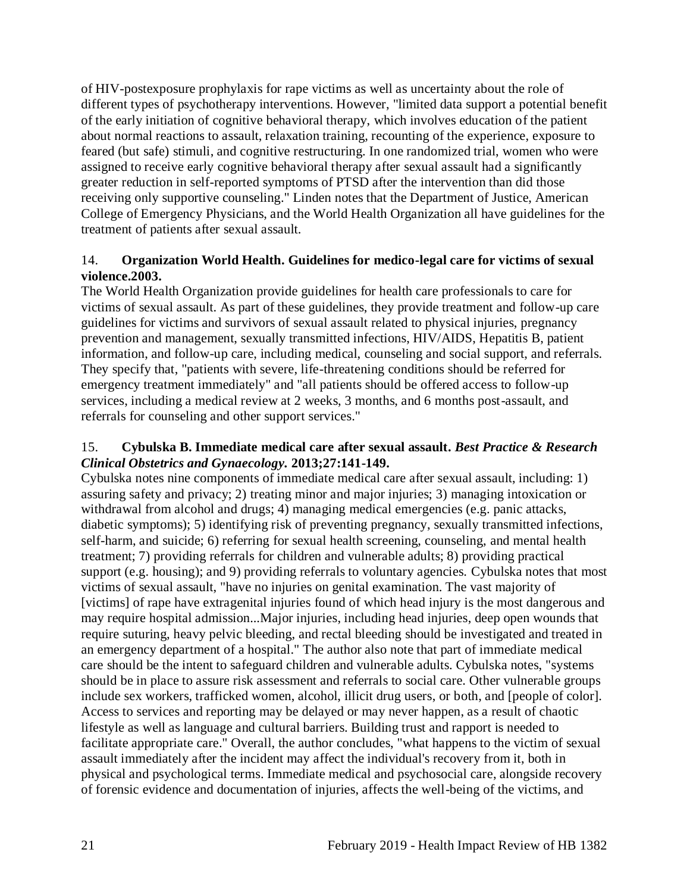of HIV-postexposure prophylaxis for rape victims as well as uncertainty about the role of different types of psychotherapy interventions. However, "limited data support a potential benefit of the early initiation of cognitive behavioral therapy, which involves education of the patient about normal reactions to assault, relaxation training, recounting of the experience, exposure to feared (but safe) stimuli, and cognitive restructuring. In one randomized trial, women who were assigned to receive early cognitive behavioral therapy after sexual assault had a significantly greater reduction in self-reported symptoms of PTSD after the intervention than did those receiving only supportive counseling." Linden notes that the Department of Justice, American College of Emergency Physicians, and the World Health Organization all have guidelines for the treatment of patients after sexual assault.

14. **Organization World Health. Guidelines for medico-legal care for victims of sexual violence.2003.**

The World Health Organization provide guidelines for health care professionals to care for victims of sexual assault. As part of these guidelines, they provide treatment and follow-up care guidelines for victims and survivors of sexual assault related to physical injuries, pregnancy prevention and management, sexually transmitted infections, HIV/AIDS, Hepatitis B, patient information, and follow-up care, including medical, counseling and social support, and referrals. They specify that, "patients with severe, life-threatening conditions should be referred for emergency treatment immediately" and "all patients should be offered access to follow-up services, including a medical review at 2 weeks, 3 months, and 6 months post-assault, and referrals for counseling and other support services."

15. **Cybulska B. Immediate medical care after sexual assault. *Best Practice & Research Clinical Obstetrics and Gynaecology.* 2013;27:141-149.**

Cybulska notes nine components of immediate medical care after sexual assault, including: 1) assuring safety and privacy; 2) treating minor and major injuries; 3) managing intoxication or withdrawal from alcohol and drugs; 4) managing medical emergencies (e.g. panic attacks, diabetic symptoms); 5) identifying risk of preventing pregnancy, sexually transmitted infections, self-harm, and suicide; 6) referring for sexual health screening, counseling, and mental health treatment; 7) providing referrals for children and vulnerable adults; 8) providing practical support (e.g. housing); and 9) providing referrals to voluntary agencies. Cybulska notes that most victims of sexual assault, "have no injuries on genital examination. The vast majority of [victims] of rape have extragenital injuries found of which head injury is the most dangerous and may require hospital admission...Major injuries, including head injuries, deep open wounds that require suturing, heavy pelvic bleeding, and rectal bleeding should be investigated and treated in an emergency department of a hospital." The author also note that part of immediate medical care should be the intent to safeguard children and vulnerable adults. Cybulska notes, "systems should be in place to assure risk assessment and referrals to social care. Other vulnerable groups include sex workers, trafficked women, alcohol, illicit drug users, or both, and [people of color]. Access to services and reporting may be delayed or may never happen, as a result of chaotic lifestyle as well as language and cultural barriers. Building trust and rapport is needed to facilitate appropriate care." Overall, the author concludes, "what happens to the victim of sexual assault immediately after the incident may affect the individual's recovery from it, both in physical and psychological terms. Immediate medical and psychosocial care, alongside recovery of forensic evidence and documentation of injuries, affects the well-being of the victims, and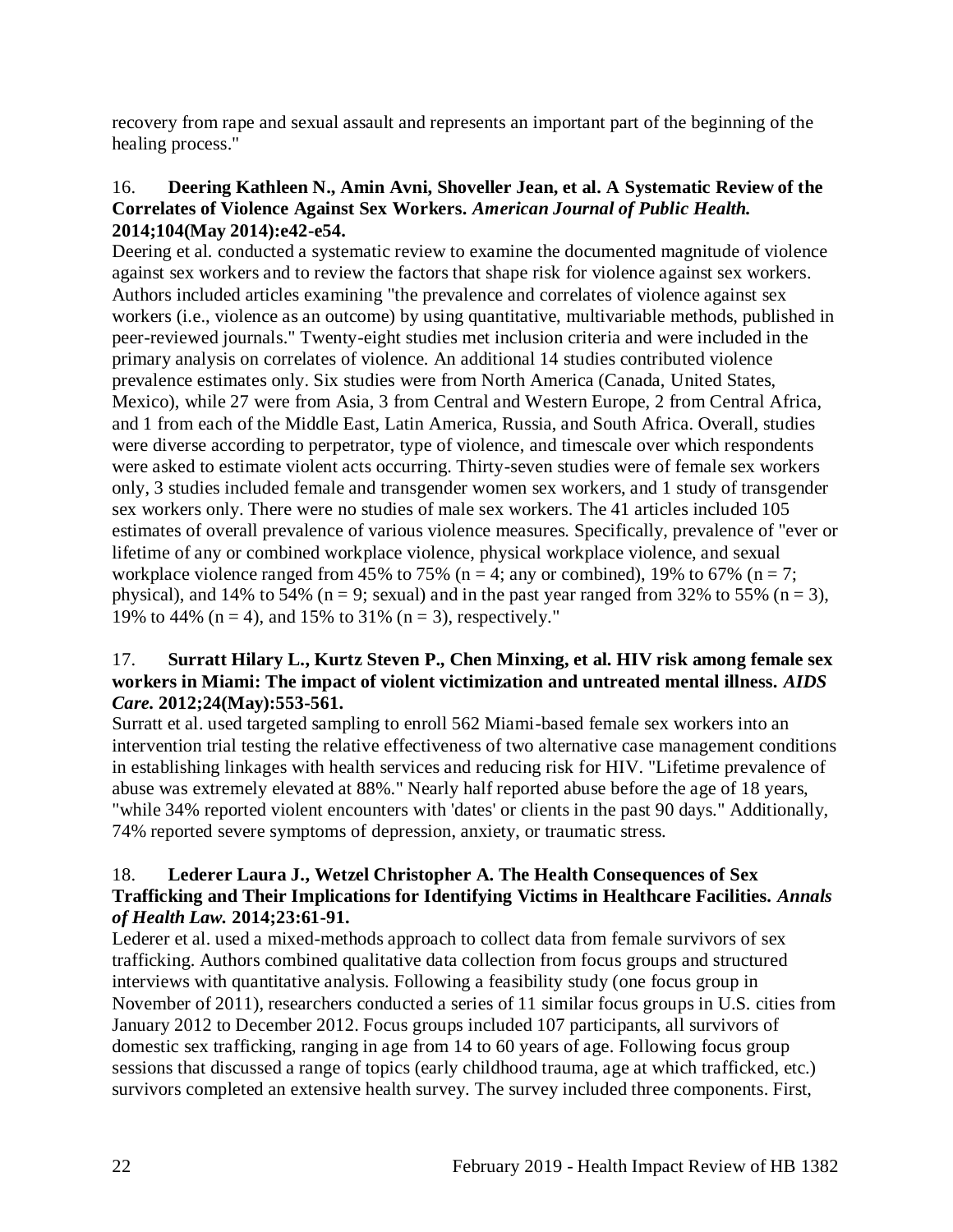recovery from rape and sexual assault and represents an important part of the beginning of the healing process."

16. **Deering Kathleen N., Amin Avni, Shoveller Jean, et al. A Systematic Review of the Correlates of Violence Against Sex Workers.** ***American Journal of Public Health.*** **2014;104(May 2014):e42-e54.**

Deering et al. conducted a systematic review to examine the documented magnitude of violence against sex workers and to review the factors that shape risk for violence against sex workers. Authors included articles examining "the prevalence and correlates of violence against sex workers (i.e., violence as an outcome) by using quantitative, multivariable methods, published in peer-reviewed journals." Twenty-eight studies met inclusion criteria and were included in the primary analysis on correlates of violence. An additional 14 studies contributed violence prevalence estimates only. Six studies were from North America (Canada, United States, Mexico), while 27 were from Asia, 3 from Central and Western Europe, 2 from Central Africa, and 1 from each of the Middle East, Latin America, Russia, and South Africa. Overall, studies were diverse according to perpetrator, type of violence, and timescale over which respondents were asked to estimate violent acts occurring. Thirty-seven studies were of female sex workers only, 3 studies included female and transgender women sex workers, and 1 study of transgender sex workers only. There were no studies of male sex workers. The 41 articles included 105 estimates of overall prevalence of various violence measures. Specifically, prevalence of "ever or lifetime of any or combined workplace violence, physical workplace violence, and sexual workplace violence ranged from 45% to 75% (n = 4; any or combined), 19% to 67% (n = 7; physical), and 14% to 54% (n = 9; sexual) and in the past year ranged from 32% to 55% (n = 3), 19% to 44% (n = 4), and 15% to 31% (n = 3), respectively."

17. **Surratt Hilary L., Kurtz Steven P., Chen Minxing, et al. HIV risk among female sex workers in Miami: The impact of violent victimization and untreated mental illness.** ***AIDS Care.*** **2012;24(May):553-561.**

Surratt et al. used targeted sampling to enroll 562 Miami-based female sex workers into an intervention trial testing the relative effectiveness of two alternative case management conditions in establishing linkages with health services and reducing risk for HIV. "Lifetime prevalence of abuse was extremely elevated at 88%." Nearly half reported abuse before the age of 18 years, "while 34% reported violent encounters with 'dates' or clients in the past 90 days." Additionally, 74% reported severe symptoms of depression, anxiety, or traumatic stress.

18. **Lederer Laura J., Wetzel Christopher A. The Health Consequences of Sex Trafficking and Their Implications for Identifying Victims in Healthcare Facilities.** ***Annals of Health Law.*** **2014;23:61-91.**

Lederer et al. used a mixed-methods approach to collect data from female survivors of sex trafficking. Authors combined qualitative data collection from focus groups and structured interviews with quantitative analysis. Following a feasibility study (one focus group in November of 2011), researchers conducted a series of 11 similar focus groups in U.S. cities from January 2012 to December 2012. Focus groups included 107 participants, all survivors of domestic sex trafficking, ranging in age from 14 to 60 years of age. Following focus group sessions that discussed a range of topics (early childhood trauma, age at which trafficked, etc.) survivors completed an extensive health survey. The survey included three components. First,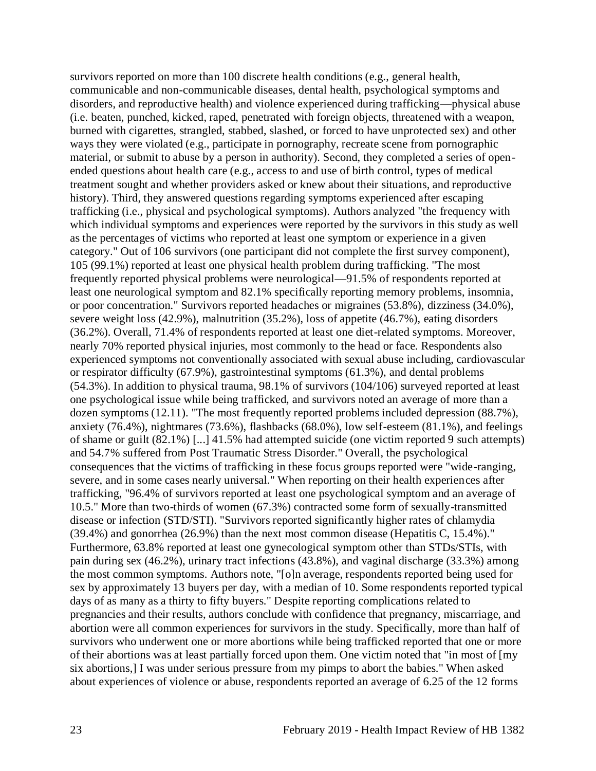survivors reported on more than 100 discrete health conditions (e.g., general health, communicable and non-communicable diseases, dental health, psychological symptoms and disorders, and reproductive health) and violence experienced during trafficking—physical abuse (i.e. beaten, punched, kicked, raped, penetrated with foreign objects, threatened with a weapon, burned with cigarettes, strangled, stabbed, slashed, or forced to have unprotected sex) and other ways they were violated (e.g., participate in pornography, recreate scene from pornographic material, or submit to abuse by a person in authority). Second, they completed a series of open-ended questions about health care (e.g., access to and use of birth control, types of medical treatment sought and whether providers asked or knew about their situations, and reproductive history). Third, they answered questions regarding symptoms experienced after escaping trafficking (i.e., physical and psychological symptoms). Authors analyzed "the frequency with which individual symptoms and experiences were reported by the survivors in this study as well as the percentages of victims who reported at least one symptom or experience in a given category." Out of 106 survivors (one participant did not complete the first survey component), 105 (99.1%) reported at least one physical health problem during trafficking. "The most frequently reported physical problems were neurological—91.5% of respondents reported at least one neurological symptom and 82.1% specifically reporting memory problems, insomnia, or poor concentration." Survivors reported headaches or migraines (53.8%), dizziness (34.0%), severe weight loss (42.9%), malnutrition (35.2%), loss of appetite (46.7%), eating disorders (36.2%). Overall, 71.4% of respondents reported at least one diet-related symptoms. Moreover, nearly 70% reported physical injuries, most commonly to the head or face. Respondents also experienced symptoms not conventionally associated with sexual abuse including, cardiovascular or respirator difficulty (67.9%), gastrointestinal symptoms (61.3%), and dental problems (54.3%). In addition to physical trauma, 98.1% of survivors (104/106) surveyed reported at least one psychological issue while being trafficked, and survivors noted an average of more than a dozen symptoms (12.11). "The most frequently reported problems included depression (88.7%), anxiety (76.4%), nightmares (73.6%), flashbacks (68.0%), low self-esteem (81.1%), and feelings of shame or guilt (82.1%) [...] 41.5% had attempted suicide (one victim reported 9 such attempts) and 54.7% suffered from Post Traumatic Stress Disorder." Overall, the psychological consequences that the victims of trafficking in these focus groups reported were "wide-ranging, severe, and in some cases nearly universal." When reporting on their health experiences after trafficking, "96.4% of survivors reported at least one psychological symptom and an average of 10.5." More than two-thirds of women (67.3%) contracted some form of sexually-transmitted disease or infection (STD/STI). "Survivors reported significantly higher rates of chlamydia (39.4%) and gonorrhea (26.9%) than the next most common disease (Hepatitis C, 15.4%)." Furthermore, 63.8% reported at least one gynecological symptom other than STDs/STIs, with pain during sex (46.2%), urinary tract infections (43.8%), and vaginal discharge (33.3%) among the most common symptoms. Authors note, "[o]n average, respondents reported being used for sex by approximately 13 buyers per day, with a median of 10. Some respondents reported typical days of as many as a thirty to fifty buyers." Despite reporting complications related to pregnancies and their results, authors conclude with confidence that pregnancy, miscarriage, and abortion were all common experiences for survivors in the study. Specifically, more than half of survivors who underwent one or more abortions while being trafficked reported that one or more of their abortions was at least partially forced upon them. One victim noted that "in most of [my six abortions,] I was under serious pressure from my pimps to abort the babies." When asked about experiences of violence or abuse, respondents reported an average of 6.25 of the 12 forms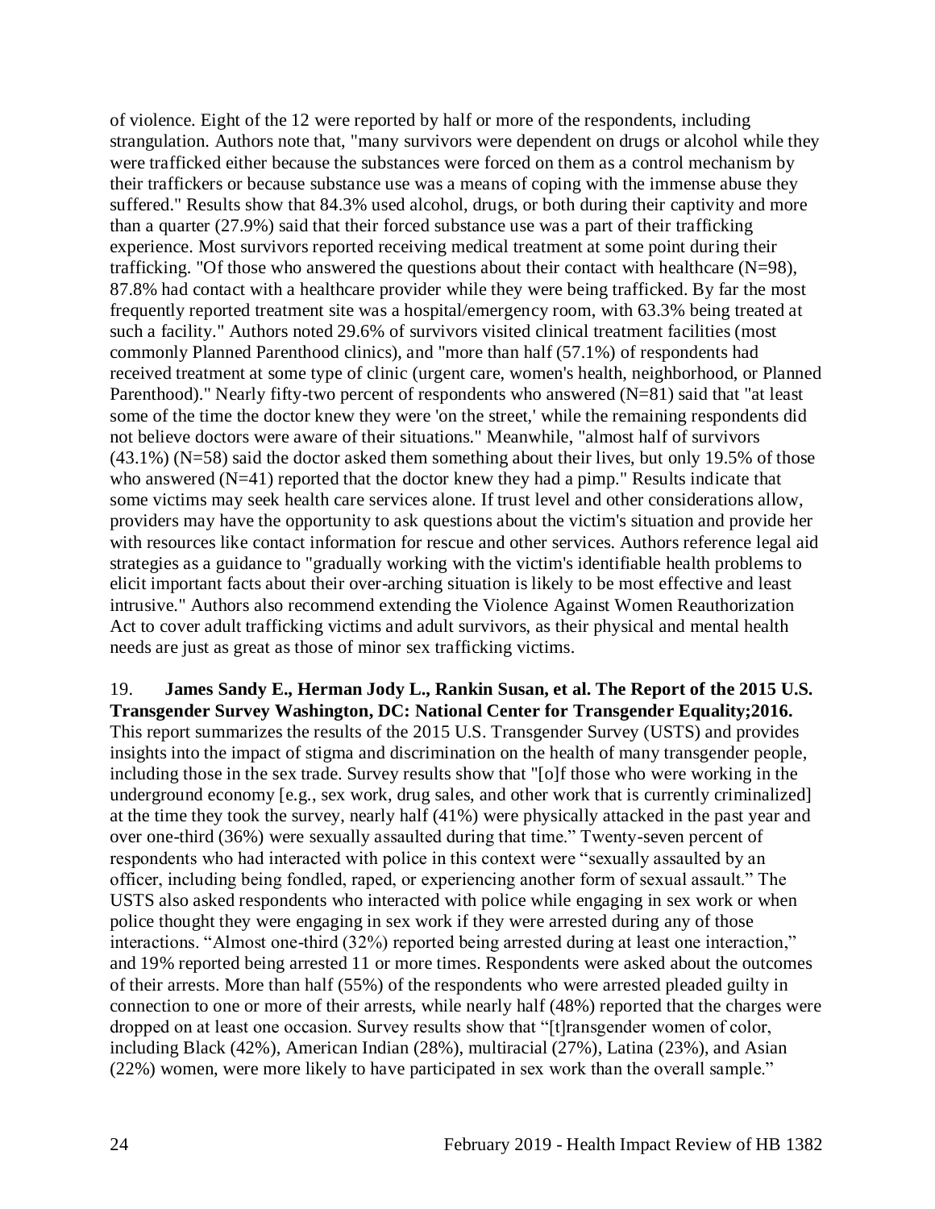of violence. Eight of the 12 were reported by half or more of the respondents, including strangulation. Authors note that, "many survivors were dependent on drugs or alcohol while they were trafficked either because the substances were forced on them as a control mechanism by their traffickers or because substance use was a means of coping with the immense abuse they suffered." Results show that 84.3% used alcohol, drugs, or both during their captivity and more than a quarter (27.9%) said that their forced substance use was a part of their trafficking experience. Most survivors reported receiving medical treatment at some point during their trafficking. "Of those who answered the questions about their contact with healthcare (N=98), 87.8% had contact with a healthcare provider while they were being trafficked. By far the most frequently reported treatment site was a hospital/emergency room, with 63.3% being treated at such a facility." Authors noted 29.6% of survivors visited clinical treatment facilities (most commonly Planned Parenthood clinics), and "more than half (57.1%) of respondents had received treatment at some type of clinic (urgent care, women's health, neighborhood, or Planned Parenthood)." Nearly fifty-two percent of respondents who answered (N=81) said that "at least some of the time the doctor knew they were 'on the street,' while the remaining respondents did not believe doctors were aware of their situations." Meanwhile, "almost half of survivors (43.1%) (N=58) said the doctor asked them something about their lives, but only 19.5% of those who answered (N=41) reported that the doctor knew they had a pimp." Results indicate that some victims may seek health care services alone. If trust level and other considerations allow, providers may have the opportunity to ask questions about the victim's situation and provide her with resources like contact information for rescue and other services. Authors reference legal aid strategies as a guidance to "gradually working with the victim's identifiable health problems to elicit important facts about their over-arching situation is likely to be most effective and least intrusive." Authors also recommend extending the Violence Against Women Reauthorization Act to cover adult trafficking victims and adult survivors, as their physical and mental health needs are just as great as those of minor sex trafficking victims.

19. **James Sandy E., Herman Jody L., Rankin Susan, et al. The Report of the 2015 U.S. Transgender Survey Washington, DC: National Center for Transgender Equality;2016.** This report summarizes the results of the 2015 U.S. Transgender Survey (USTS) and provides insights into the impact of stigma and discrimination on the health of many transgender people, including those in the sex trade. Survey results show that "[o]f those who were working in the underground economy [e.g., sex work, drug sales, and other work that is currently criminalized] at the time they took the survey, nearly half (41%) were physically attacked in the past year and over one-third (36%) were sexually assaulted during that time." Twenty-seven percent of respondents who had interacted with police in this context were "sexually assaulted by an officer, including being fondled, raped, or experiencing another form of sexual assault." The USTS also asked respondents who interacted with police while engaging in sex work or when police thought they were engaging in sex work if they were arrested during any of those interactions. "Almost one-third (32%) reported being arrested during at least one interaction," and 19% reported being arrested 11 or more times. Respondents were asked about the outcomes of their arrests. More than half (55%) of the respondents who were arrested pleaded guilty in connection to one or more of their arrests, while nearly half (48%) reported that the charges were dropped on at least one occasion. Survey results show that "[t]ransgender women of color, including Black (42%), American Indian (28%), multiracial (27%), Latina (23%), and Asian (22%) women, were more likely to have participated in sex work than the overall sample."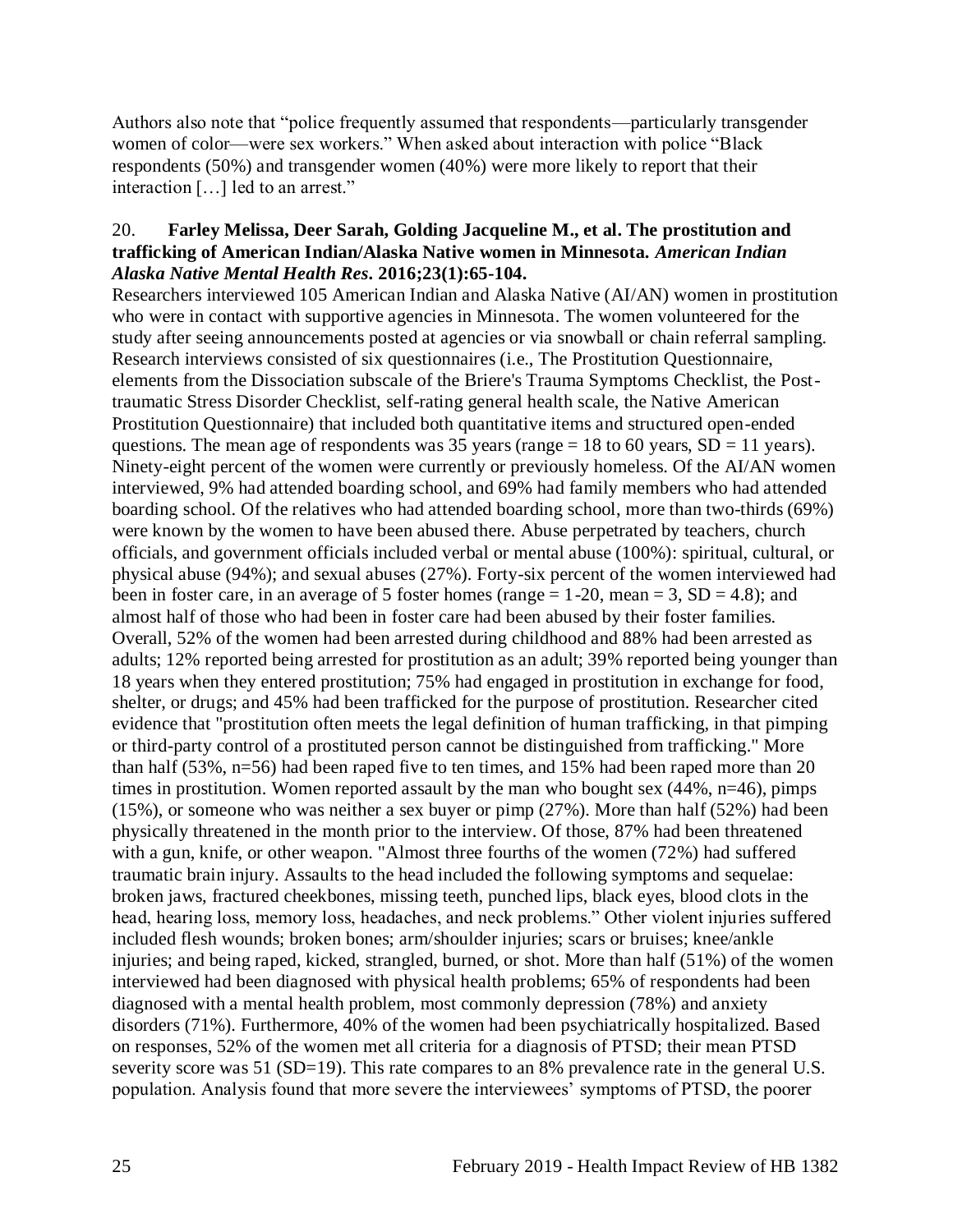Authors also note that "police frequently assumed that respondents—particularly transgender women of color—were sex workers." When asked about interaction with police "Black respondents (50%) and transgender women (40%) were more likely to report that their interaction […] led to an arrest."

20. **Farley Melissa, Deer Sarah, Golding Jacqueline M., et al. The prostitution and trafficking of American Indian/Alaska Native women in Minnesota. *American Indian Alaska Native Mental Health Res*. 2016;23(1):65-104.**

Researchers interviewed 105 American Indian and Alaska Native (AI/AN) women in prostitution who were in contact with supportive agencies in Minnesota. The women volunteered for the study after seeing announcements posted at agencies or via snowball or chain referral sampling. Research interviews consisted of six questionnaires (i.e., The Prostitution Questionnaire, elements from the Dissociation subscale of the Briere's Trauma Symptoms Checklist, the Post-traumatic Stress Disorder Checklist, self-rating general health scale, the Native American Prostitution Questionnaire) that included both quantitative items and structured open-ended questions. The mean age of respondents was 35 years (range = 18 to 60 years, SD = 11 years). Ninety-eight percent of the women were currently or previously homeless. Of the AI/AN women interviewed, 9% had attended boarding school, and 69% had family members who had attended boarding school. Of the relatives who had attended boarding school, more than two-thirds (69%) were known by the women to have been abused there. Abuse perpetrated by teachers, church officials, and government officials included verbal or mental abuse (100%): spiritual, cultural, or physical abuse (94%); and sexual abuses (27%). Forty-six percent of the women interviewed had been in foster care, in an average of 5 foster homes (range = 1-20, mean = 3, SD = 4.8); and almost half of those who had been in foster care had been abused by their foster families. Overall, 52% of the women had been arrested during childhood and 88% had been arrested as adults; 12% reported being arrested for prostitution as an adult; 39% reported being younger than 18 years when they entered prostitution; 75% had engaged in prostitution in exchange for food, shelter, or drugs; and 45% had been trafficked for the purpose of prostitution. Researcher cited evidence that "prostitution often meets the legal definition of human trafficking, in that pimping or third-party control of a prostituted person cannot be distinguished from trafficking." More than half (53%, n=56) had been raped five to ten times, and 15% had been raped more than 20 times in prostitution. Women reported assault by the man who bought sex (44%, n=46), pimps (15%), or someone who was neither a sex buyer or pimp (27%). More than half (52%) had been physically threatened in the month prior to the interview. Of those, 87% had been threatened with a gun, knife, or other weapon. "Almost three fourths of the women (72%) had suffered traumatic brain injury. Assaults to the head included the following symptoms and sequelae: broken jaws, fractured cheekbones, missing teeth, punched lips, black eyes, blood clots in the head, hearing loss, memory loss, headaches, and neck problems." Other violent injuries suffered included flesh wounds; broken bones; arm/shoulder injuries; scars or bruises; knee/ankle injuries; and being raped, kicked, strangled, burned, or shot. More than half (51%) of the women interviewed had been diagnosed with physical health problems; 65% of respondents had been diagnosed with a mental health problem, most commonly depression (78%) and anxiety disorders (71%). Furthermore, 40% of the women had been psychiatrically hospitalized. Based on responses, 52% of the women met all criteria for a diagnosis of PTSD; their mean PTSD severity score was 51 (SD=19). This rate compares to an 8% prevalence rate in the general U.S. population. Analysis found that more severe the interviewees' symptoms of PTSD, the poorer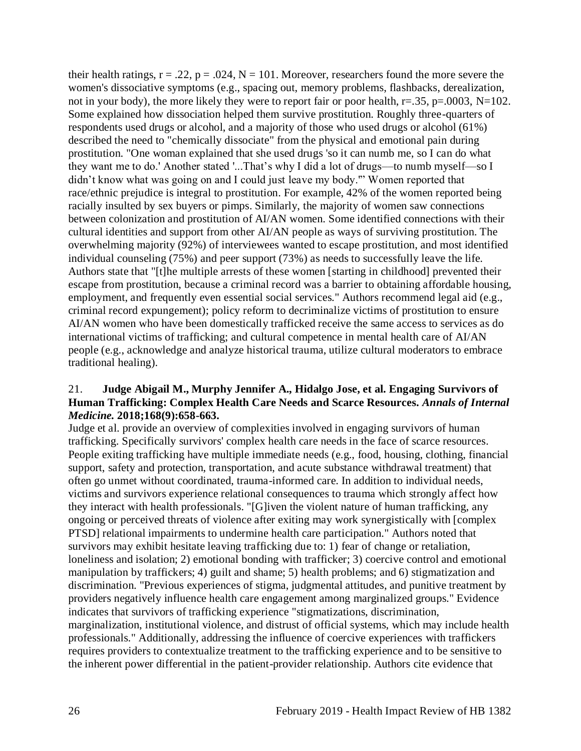their health ratings, $r = .22$, $p = .024$, $N = 101$. Moreover, researchers found the more severe the women's dissociative symptoms (e.g., spacing out, memory problems, flashbacks, derealization, not in your body), the more likely they were to report fair or poor health, $r=.35$, $p=.0003$, $N=102$. Some explained how dissociation helped them survive prostitution. Roughly three-quarters of respondents used drugs or alcohol, and a majority of those who used drugs or alcohol (61%) described the need to "chemically dissociate" from the physical and emotional pain during prostitution. "One woman explained that she used drugs 'so it can numb me, so I can do what they want me to do.' Another stated '...That's why I did a lot of drugs—to numb myself—so I didn't know what was going on and I could just leave my body."' Women reported that race/ethnic prejudice is integral to prostitution. For example, 42% of the women reported being racially insulted by sex buyers or pimps. Similarly, the majority of women saw connections between colonization and prostitution of AI/AN women. Some identified connections with their cultural identities and support from other AI/AN people as ways of surviving prostitution. The overwhelming majority (92%) of interviewees wanted to escape prostitution, and most identified individual counseling (75%) and peer support (73%) as needs to successfully leave the life. Authors state that "[t]he multiple arrests of these women [starting in childhood] prevented their escape from prostitution, because a criminal record was a barrier to obtaining affordable housing, employment, and frequently even essential social services." Authors recommend legal aid (e.g., criminal record expungement); policy reform to decriminalize victims of prostitution to ensure AI/AN women who have been domestically trafficked receive the same access to services as do international victims of trafficking; and cultural competence in mental health care of AI/AN people (e.g., acknowledge and analyze historical trauma, utilize cultural moderators to embrace traditional healing).

21. **Judge Abigail M., Murphy Jennifer A., Hidalgo Jose, et al. Engaging Survivors of Human Trafficking: Complex Health Care Needs and Scarce Resources. *Annals of Internal Medicine.* 2018;168(9):658-663.**

Judge et al. provide an overview of complexities involved in engaging survivors of human trafficking. Specifically survivors' complex health care needs in the face of scarce resources. People exiting trafficking have multiple immediate needs (e.g., food, housing, clothing, financial support, safety and protection, transportation, and acute substance withdrawal treatment) that often go unmet without coordinated, trauma-informed care. In addition to individual needs, victims and survivors experience relational consequences to trauma which strongly affect how they interact with health professionals. "[G]iven the violent nature of human trafficking, any ongoing or perceived threats of violence after exiting may work synergistically with [complex PTSD] relational impairments to undermine health care participation." Authors noted that survivors may exhibit hesitate leaving trafficking due to: 1) fear of change or retaliation, loneliness and isolation; 2) emotional bonding with trafficker; 3) coercive control and emotional manipulation by traffickers; 4) guilt and shame; 5) health problems; and 6) stigmatization and discrimination. "Previous experiences of stigma, judgmental attitudes, and punitive treatment by providers negatively influence health care engagement among marginalized groups." Evidence indicates that survivors of trafficking experience "stigmatizations, discrimination, marginalization, institutional violence, and distrust of official systems, which may include health professionals." Additionally, addressing the influence of coercive experiences with traffickers requires providers to contextualize treatment to the trafficking experience and to be sensitive to the inherent power differential in the patient-provider relationship. Authors cite evidence that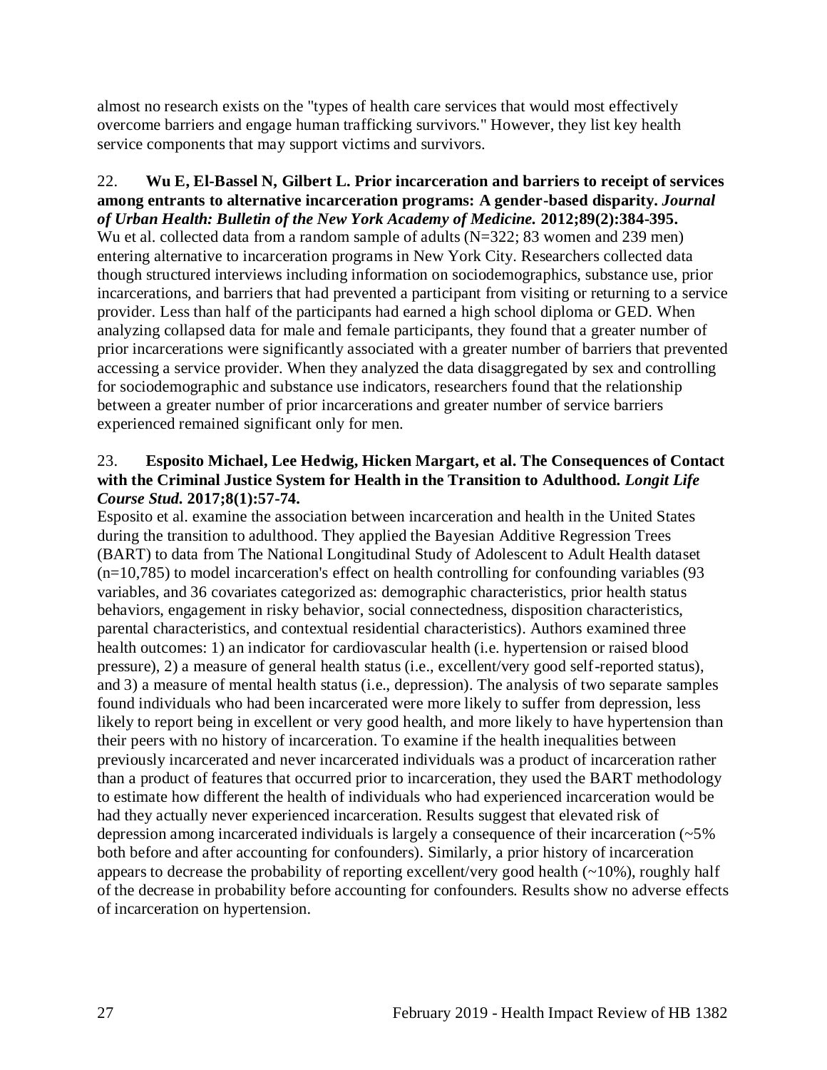almost no research exists on the "types of health care services that would most effectively overcome barriers and engage human trafficking survivors." However, they list key health service components that may support victims and survivors.

22. **Wu E, El-Bassel N, Gilbert L. Prior incarceration and barriers to receipt of services among entrants to alternative incarceration programs: A gender-based disparity. *Journal of Urban Health: Bulletin of the New York Academy of Medicine.* 2012;89(2):384-395.**
Wu et al. collected data from a random sample of adults (N=322; 83 women and 239 men) entering alternative to incarceration programs in New York City. Researchers collected data though structured interviews including information on sociodemographics, substance use, prior incarcerations, and barriers that had prevented a participant from visiting or returning to a service provider. Less than half of the participants had earned a high school diploma or GED. When analyzing collapsed data for male and female participants, they found that a greater number of prior incarcerations were significantly associated with a greater number of barriers that prevented accessing a service provider. When they analyzed the data disaggregated by sex and controlling for sociodemographic and substance use indicators, researchers found that the relationship between a greater number of prior incarcerations and greater number of service barriers experienced remained significant only for men.

23. **Esposito Michael, Lee Hedwig, Hicken Margart, et al. The Consequences of Contact with the Criminal Justice System for Health in the Transition to Adulthood. *Longit Life Course Stud.* 2017;8(1):57-74.**
Esposito et al. examine the association between incarceration and health in the United States during the transition to adulthood. They applied the Bayesian Additive Regression Trees (BART) to data from The National Longitudinal Study of Adolescent to Adult Health dataset (n=10,785) to model incarceration's effect on health controlling for confounding variables (93 variables, and 36 covariates categorized as: demographic characteristics, prior health status behaviors, engagement in risky behavior, social connectedness, disposition characteristics, parental characteristics, and contextual residential characteristics). Authors examined three health outcomes: 1) an indicator for cardiovascular health (i.e. hypertension or raised blood pressure), 2) a measure of general health status (i.e., excellent/very good self-reported status), and 3) a measure of mental health status (i.e., depression). The analysis of two separate samples found individuals who had been incarcerated were more likely to suffer from depression, less likely to report being in excellent or very good health, and more likely to have hypertension than their peers with no history of incarceration. To examine if the health inequalities between previously incarcerated and never incarcerated individuals was a product of incarceration rather than a product of features that occurred prior to incarceration, they used the BART methodology to estimate how different the health of individuals who had experienced incarceration would be had they actually never experienced incarceration. Results suggest that elevated risk of depression among incarcerated individuals is largely a consequence of their incarceration (~5% both before and after accounting for confounders). Similarly, a prior history of incarceration appears to decrease the probability of reporting excellent/very good health (~10%), roughly half of the decrease in probability before accounting for confounders. Results show no adverse effects of incarceration on hypertension.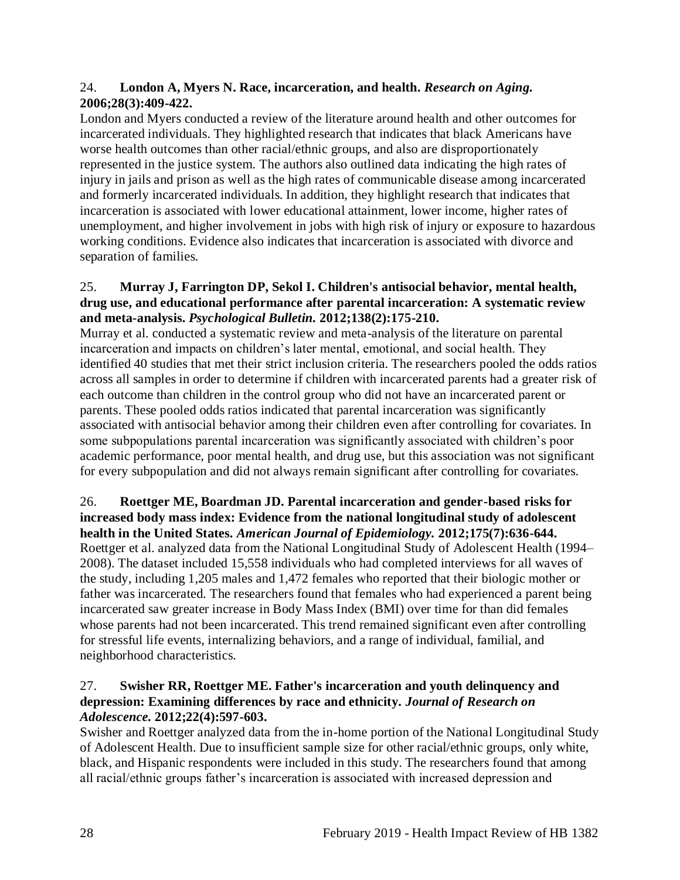24. **London A, Myers N. Race, incarceration, and health.** ***Research on Aging.*** **2006;28(3):409-422.**

London and Myers conducted a review of the literature around health and other outcomes for incarcerated individuals. They highlighted research that indicates that black Americans have worse health outcomes than other racial/ethnic groups, and also are disproportionately represented in the justice system. The authors also outlined data indicating the high rates of injury in jails and prison as well as the high rates of communicable disease among incarcerated and formerly incarcerated individuals. In addition, they highlight research that indicates that incarceration is associated with lower educational attainment, lower income, higher rates of unemployment, and higher involvement in jobs with high risk of injury or exposure to hazardous working conditions. Evidence also indicates that incarceration is associated with divorce and separation of families.

25. **Murray J, Farrington DP, Sekol I. Children's antisocial behavior, mental health, drug use, and educational performance after parental incarceration: A systematic review and meta-analysis.** ***Psychological Bulletin.*** **2012;138(2):175-210.**

Murray et al. conducted a systematic review and meta-analysis of the literature on parental incarceration and impacts on children's later mental, emotional, and social health. They identified 40 studies that met their strict inclusion criteria. The researchers pooled the odds ratios across all samples in order to determine if children with incarcerated parents had a greater risk of each outcome than children in the control group who did not have an incarcerated parent or parents. These pooled odds ratios indicated that parental incarceration was significantly associated with antisocial behavior among their children even after controlling for covariates. In some subpopulations parental incarceration was significantly associated with children's poor academic performance, poor mental health, and drug use, but this association was not significant for every subpopulation and did not always remain significant after controlling for covariates.

26. **Roettger ME, Boardman JD. Parental incarceration and gender-based risks for increased body mass index: Evidence from the national longitudinal study of adolescent health in the United States.** ***American Journal of Epidemiology.*** **2012;175(7):636-644.**

Roettger et al. analyzed data from the National Longitudinal Study of Adolescent Health (1994–2008). The dataset included 15,558 individuals who had completed interviews for all waves of the study, including 1,205 males and 1,472 females who reported that their biologic mother or father was incarcerated. The researchers found that females who had experienced a parent being incarcerated saw greater increase in Body Mass Index (BMI) over time for than did females whose parents had not been incarcerated. This trend remained significant even after controlling for stressful life events, internalizing behaviors, and a range of individual, familial, and neighborhood characteristics.

27. **Swisher RR, Roettger ME. Father's incarceration and youth delinquency and depression: Examining differences by race and ethnicity.** ***Journal of Research on Adolescence.*** **2012;22(4):597-603.**

Swisher and Roettger analyzed data from the in-home portion of the National Longitudinal Study of Adolescent Health. Due to insufficient sample size for other racial/ethnic groups, only white, black, and Hispanic respondents were included in this study. The researchers found that among all racial/ethnic groups father's incarceration is associated with increased depression and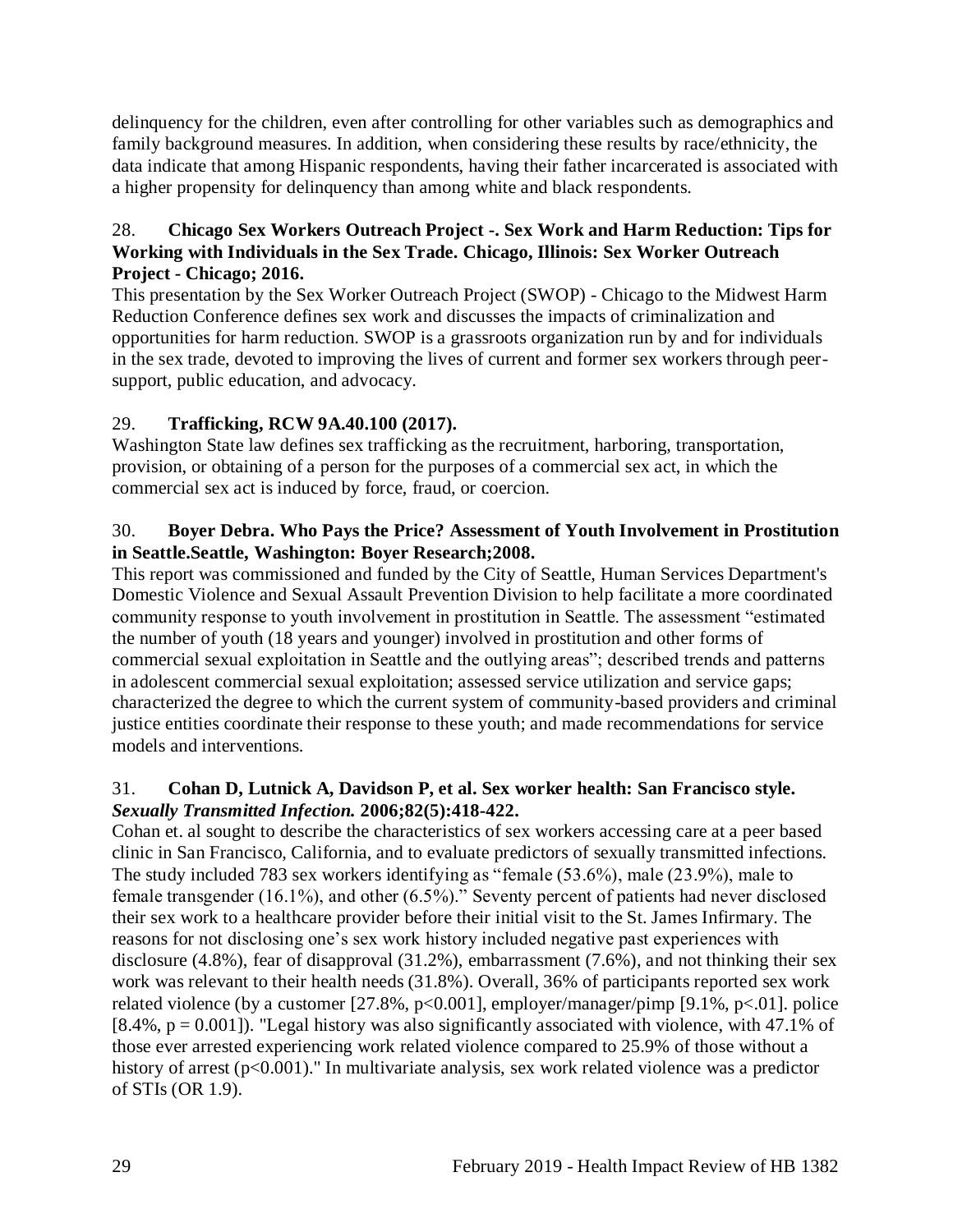delinquency for the children, even after controlling for other variables such as demographics and family background measures. In addition, when considering these results by race/ethnicity, the data indicate that among Hispanic respondents, having their father incarcerated is associated with a higher propensity for delinquency than among white and black respondents.

28. **Chicago Sex Workers Outreach Project -. Sex Work and Harm Reduction: Tips for Working with Individuals in the Sex Trade. Chicago, Illinois: Sex Worker Outreach Project - Chicago; 2016.**
This presentation by the Sex Worker Outreach Project (SWOP) - Chicago to the Midwest Harm Reduction Conference defines sex work and discusses the impacts of criminalization and opportunities for harm reduction. SWOP is a grassroots organization run by and for individuals in the sex trade, devoted to improving the lives of current and former sex workers through peer-support, public education, and advocacy.

29. **Trafficking, RCW 9A.40.100 (2017).**
Washington State law defines sex trafficking as the recruitment, harboring, transportation, provision, or obtaining of a person for the purposes of a commercial sex act, in which the commercial sex act is induced by force, fraud, or coercion.

30. **Boyer Debra. Who Pays the Price? Assessment of Youth Involvement in Prostitution in Seattle.Seattle, Washington: Boyer Research;2008.**
This report was commissioned and funded by the City of Seattle, Human Services Department's Domestic Violence and Sexual Assault Prevention Division to help facilitate a more coordinated community response to youth involvement in prostitution in Seattle. The assessment "estimated the number of youth (18 years and younger) involved in prostitution and other forms of commercial sexual exploitation in Seattle and the outlying areas"; described trends and patterns in adolescent commercial sexual exploitation; assessed service utilization and service gaps; characterized the degree to which the current system of community-based providers and criminal justice entities coordinate their response to these youth; and made recommendations for service models and interventions.

31. **Cohan D, Lutnick A, Davidson P, et al. Sex worker health: San Francisco style. *Sexually Transmitted Infection.* 2006;82(5):418-422.**
Cohan et. al sought to describe the characteristics of sex workers accessing care at a peer based clinic in San Francisco, California, and to evaluate predictors of sexually transmitted infections. The study included 783 sex workers identifying as "female (53.6%), male (23.9%), male to female transgender (16.1%), and other (6.5%)." Seventy percent of patients had never disclosed their sex work to a healthcare provider before their initial visit to the St. James Infirmary. The reasons for not disclosing one's sex work history included negative past experiences with disclosure (4.8%), fear of disapproval (31.2%), embarrassment (7.6%), and not thinking their sex work was relevant to their health needs (31.8%). Overall, 36% of participants reported sex work related violence (by a customer [27.8%, $p<0.001$], employer/manager/pimp [9.1%, $p<.01$]. police [8.4%, $p = 0.001$]). "Legal history was also significantly associated with violence, with 47.1% of those ever arrested experiencing work related violence compared to 25.9% of those without a history of arrest ($p<0.001$)." In multivariate analysis, sex work related violence was a predictor of STIs (OR 1.9).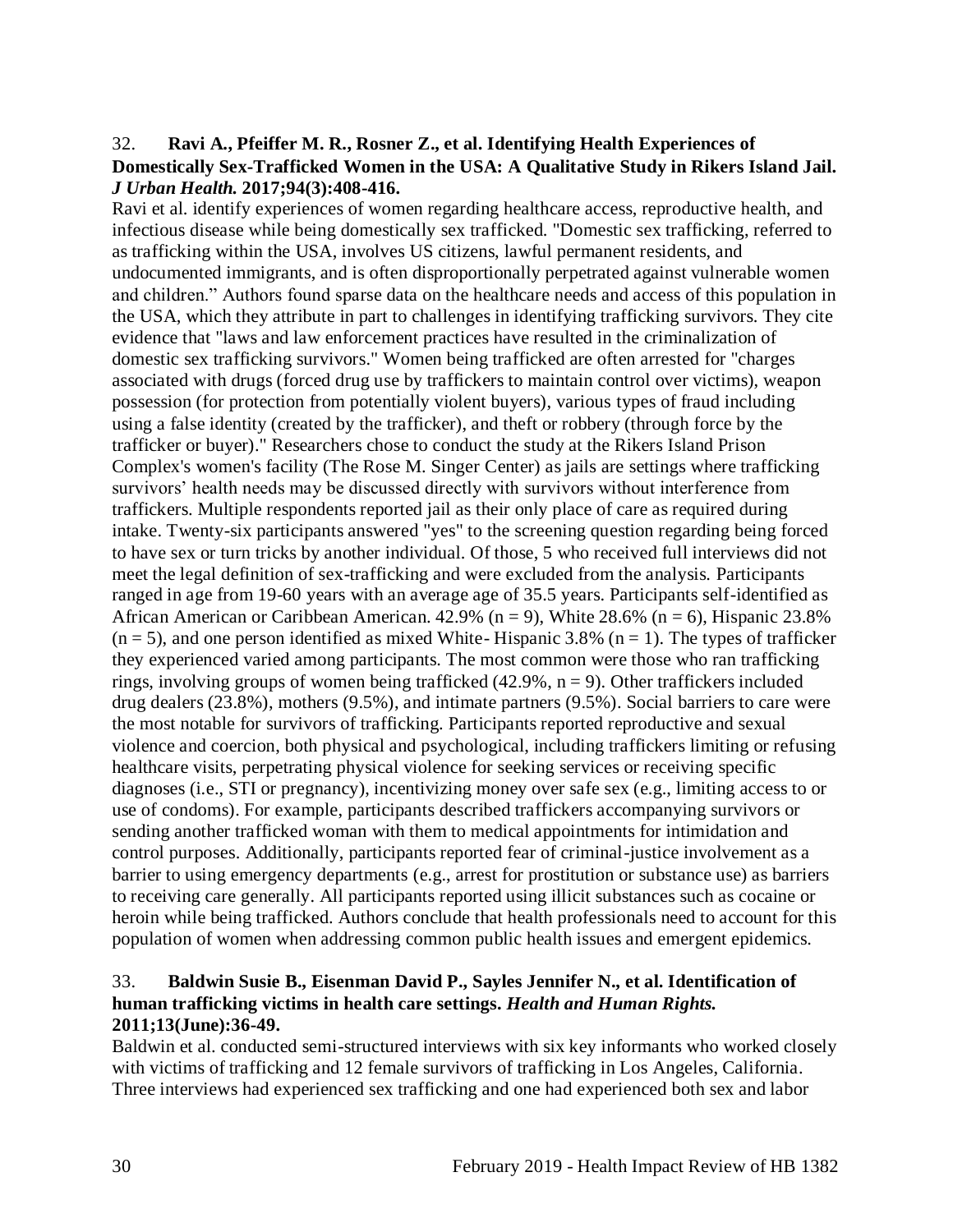32. **Ravi A., Pfeiffer M. R., Rosner Z., et al. Identifying Health Experiences of Domestically Sex-Trafficked Women in the USA: A Qualitative Study in Rikers Island Jail.** ***J Urban Health.*** **2017;94(3):408-416.**

Ravi et al. identify experiences of women regarding healthcare access, reproductive health, and infectious disease while being domestically sex trafficked. "Domestic sex trafficking, referred to as trafficking within the USA, involves US citizens, lawful permanent residents, and undocumented immigrants, and is often disproportionally perpetrated against vulnerable women and children." Authors found sparse data on the healthcare needs and access of this population in the USA, which they attribute in part to challenges in identifying trafficking survivors. They cite evidence that "laws and law enforcement practices have resulted in the criminalization of domestic sex trafficking survivors." Women being trafficked are often arrested for "charges associated with drugs (forced drug use by traffickers to maintain control over victims), weapon possession (for protection from potentially violent buyers), various types of fraud including using a false identity (created by the trafficker), and theft or robbery (through force by the trafficker or buyer)." Researchers chose to conduct the study at the Rikers Island Prison Complex's women's facility (The Rose M. Singer Center) as jails are settings where trafficking survivors' health needs may be discussed directly with survivors without interference from traffickers. Multiple respondents reported jail as their only place of care as required during intake. Twenty-six participants answered "yes" to the screening question regarding being forced to have sex or turn tricks by another individual. Of those, 5 who received full interviews did not meet the legal definition of sex-trafficking and were excluded from the analysis. Participants ranged in age from 19-60 years with an average age of 35.5 years. Participants self-identified as African American or Caribbean American. 42.9% (n = 9), White 28.6% (n = 6), Hispanic 23.8% (n = 5), and one person identified as mixed White- Hispanic 3.8% (n = 1). The types of trafficker they experienced varied among participants. The most common were those who ran trafficking rings, involving groups of women being trafficked (42.9%, n = 9). Other traffickers included drug dealers (23.8%), mothers (9.5%), and intimate partners (9.5%). Social barriers to care were the most notable for survivors of trafficking. Participants reported reproductive and sexual violence and coercion, both physical and psychological, including traffickers limiting or refusing healthcare visits, perpetrating physical violence for seeking services or receiving specific diagnoses (i.e., STI or pregnancy), incentivizing money over safe sex (e.g., limiting access to or use of condoms). For example, participants described traffickers accompanying survivors or sending another trafficked woman with them to medical appointments for intimidation and control purposes. Additionally, participants reported fear of criminal-justice involvement as a barrier to using emergency departments (e.g., arrest for prostitution or substance use) as barriers to receiving care generally. All participants reported using illicit substances such as cocaine or heroin while being trafficked. Authors conclude that health professionals need to account for this population of women when addressing common public health issues and emergent epidemics.

33. **Baldwin Susie B., Eisenman David P., Sayles Jennifer N., et al. Identification of human trafficking victims in health care settings.** ***Health and Human Rights.*** **2011;13(June):36-49.**

Baldwin et al. conducted semi-structured interviews with six key informants who worked closely with victims of trafficking and 12 female survivors of trafficking in Los Angeles, California. Three interviews had experienced sex trafficking and one had experienced both sex and labor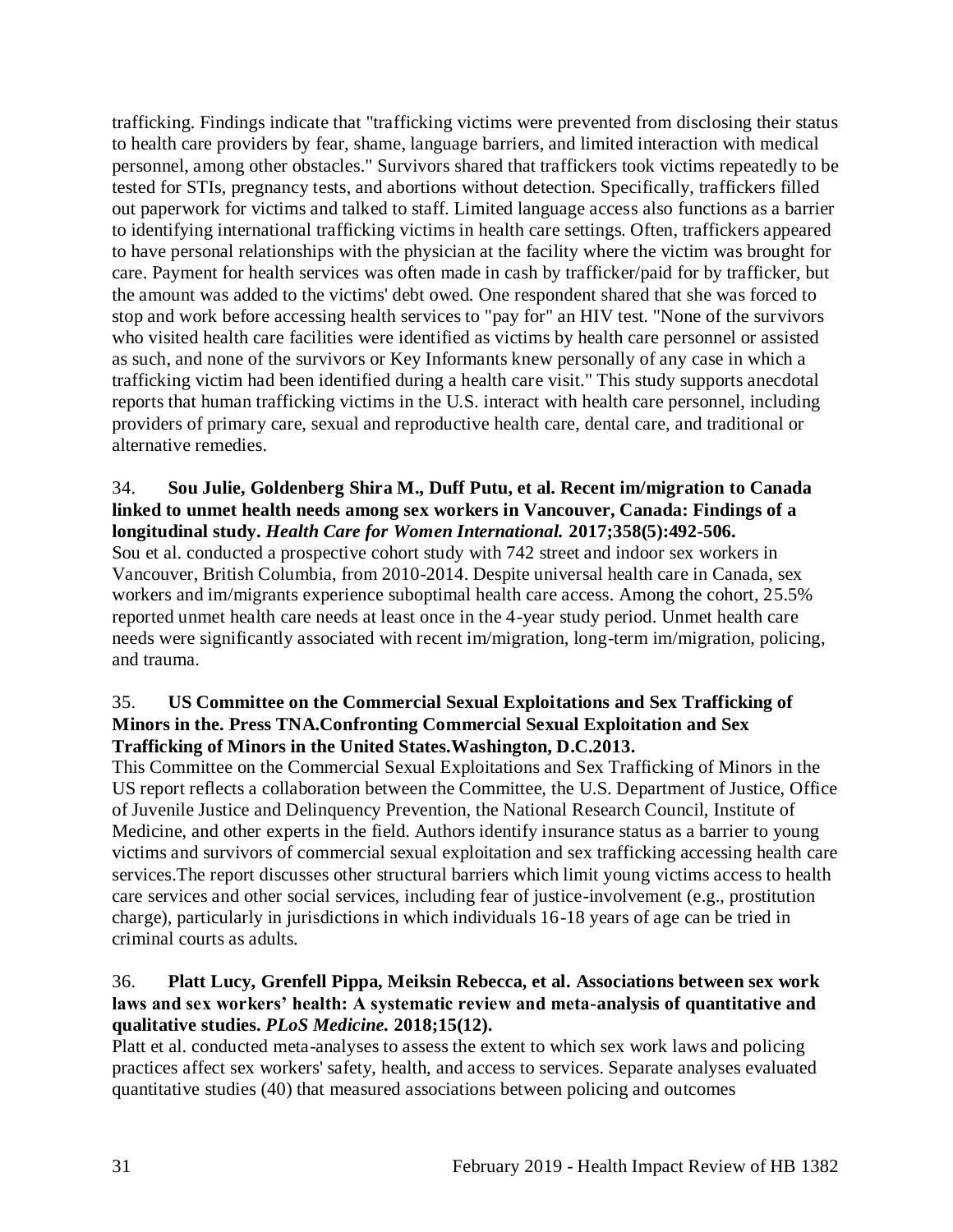trafficking. Findings indicate that "trafficking victims were prevented from disclosing their status to health care providers by fear, shame, language barriers, and limited interaction with medical personnel, among other obstacles." Survivors shared that traffickers took victims repeatedly to be tested for STIs, pregnancy tests, and abortions without detection. Specifically, traffickers filled out paperwork for victims and talked to staff. Limited language access also functions as a barrier to identifying international trafficking victims in health care settings. Often, traffickers appeared to have personal relationships with the physician at the facility where the victim was brought for care. Payment for health services was often made in cash by trafficker/paid for by trafficker, but the amount was added to the victims' debt owed. One respondent shared that she was forced to stop and work before accessing health services to "pay for" an HIV test. "None of the survivors who visited health care facilities were identified as victims by health care personnel or assisted as such, and none of the survivors or Key Informants knew personally of any case in which a trafficking victim had been identified during a health care visit." This study supports anecdotal reports that human trafficking victims in the U.S. interact with health care personnel, including providers of primary care, sexual and reproductive health care, dental care, and traditional or alternative remedies.

34. **Sou Julie, Goldenberg Shira M., Duff Putu, et al. Recent im/migration to Canada linked to unmet health needs among sex workers in Vancouver, Canada: Findings of a longitudinal study. *Health Care for Women International.* 2017;358(5):492-506.**
Sou et al. conducted a prospective cohort study with 742 street and indoor sex workers in Vancouver, British Columbia, from 2010-2014. Despite universal health care in Canada, sex workers and im/migrants experience suboptimal health care access. Among the cohort, 25.5% reported unmet health care needs at least once in the 4-year study period. Unmet health care needs were significantly associated with recent im/migration, long-term im/migration, policing, and trauma.

35. **US Committee on the Commercial Sexual Exploitations and Sex Trafficking of Minors in the. Press TNA.Confronting Commercial Sexual Exploitation and Sex Trafficking of Minors in the United States.Washington, D.C.2013.**
This Committee on the Commercial Sexual Exploitations and Sex Trafficking of Minors in the US report reflects a collaboration between the Committee, the U.S. Department of Justice, Office of Juvenile Justice and Delinquency Prevention, the National Research Council, Institute of Medicine, and other experts in the field. Authors identify insurance status as a barrier to young victims and survivors of commercial sexual exploitation and sex trafficking accessing health care services.The report discusses other structural barriers which limit young victims access to health care services and other social services, including fear of justice-involvement (e.g., prostitution charge), particularly in jurisdictions in which individuals 16-18 years of age can be tried in criminal courts as adults.

36. **Platt Lucy, Grenfell Pippa, Meiksin Rebecca, et al. Associations between sex work laws and sex workers' health: A systematic review and meta-analysis of quantitative and qualitative studies. *PLoS Medicine.* 2018;15(12).**
Platt et al. conducted meta-analyses to assess the extent to which sex work laws and policing practices affect sex workers' safety, health, and access to services. Separate analyses evaluated quantitative studies (40) that measured associations between policing and outcomes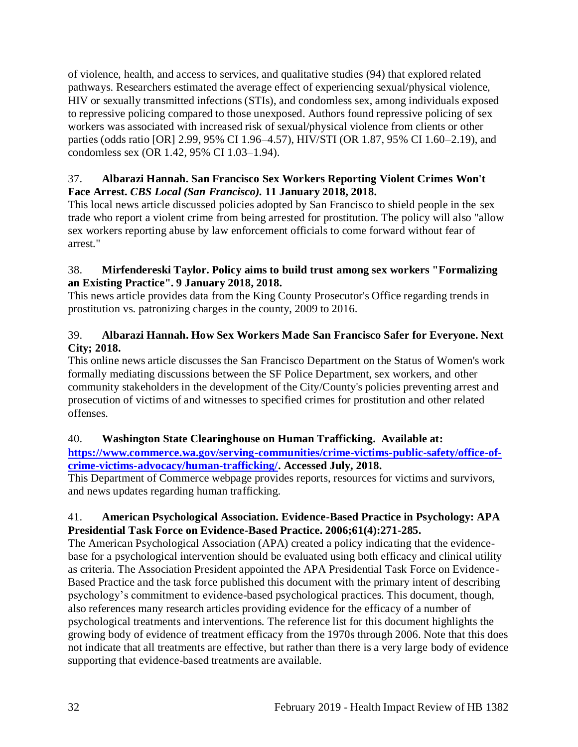of violence, health, and access to services, and qualitative studies (94) that explored related pathways. Researchers estimated the average effect of experiencing sexual/physical violence, HIV or sexually transmitted infections (STIs), and condomless sex, among individuals exposed to repressive policing compared to those unexposed. Authors found repressive policing of sex workers was associated with increased risk of sexual/physical violence from clients or other parties (odds ratio [OR] 2.99, 95% CI 1.96–4.57), HIV/STI (OR 1.87, 95% CI 1.60–2.19), and condomless sex (OR 1.42, 95% CI 1.03–1.94).

37. **Albarazi Hannah. San Francisco Sex Workers Reporting Violent Crimes Won't Face Arrest. *CBS Local (San Francisco).* 11 January 2018, 2018.**
This local news article discussed policies adopted by San Francisco to shield people in the sex trade who report a violent crime from being arrested for prostitution. The policy will also "allow sex workers reporting abuse by law enforcement officials to come forward without fear of arrest."

38. **Mirfendereski Taylor. Policy aims to build trust among sex workers "Formalizing an Existing Practice". 9 January 2018, 2018.**
This news article provides data from the King County Prosecutor's Office regarding trends in prostitution vs. patronizing charges in the county, 2009 to 2016.

39. **Albarazi Hannah. How Sex Workers Made San Francisco Safer for Everyone. Next City; 2018.**
This online news article discusses the San Francisco Department on the Status of Women's work formally mediating discussions between the SF Police Department, sex workers, and other community stakeholders in the development of the City/County's policies preventing arrest and prosecution of victims of and witnesses to specified crimes for prostitution and other related offenses.

40. **Washington State Clearinghouse on Human Trafficking. Available at: [https://www.commerce.wa.gov/serving-communities/crime-victims-public-safety/office-of-crime-victims-advocacy/human-trafficking/](https://www.commerce.wa.gov/serving-communities/crime-victims-public-safety/office-of-crime-victims-advocacy/human-trafficking/). Accessed July, 2018.**
This Department of Commerce webpage provides reports, resources for victims and survivors, and news updates regarding human trafficking.

41. **American Psychological Association. Evidence-Based Practice in Psychology: APA Presidential Task Force on Evidence-Based Practice. 2006;61(4):271-285.**
The American Psychological Association (APA) created a policy indicating that the evidence-base for a psychological intervention should be evaluated using both efficacy and clinical utility as criteria. The Association President appointed the APA Presidential Task Force on Evidence-Based Practice and the task force published this document with the primary intent of describing psychology's commitment to evidence-based psychological practices. This document, though, also references many research articles providing evidence for the efficacy of a number of psychological treatments and interventions. The reference list for this document highlights the growing body of evidence of treatment efficacy from the 1970s through 2006. Note that this does not indicate that all treatments are effective, but rather than there is a very large body of evidence supporting that evidence-based treatments are available.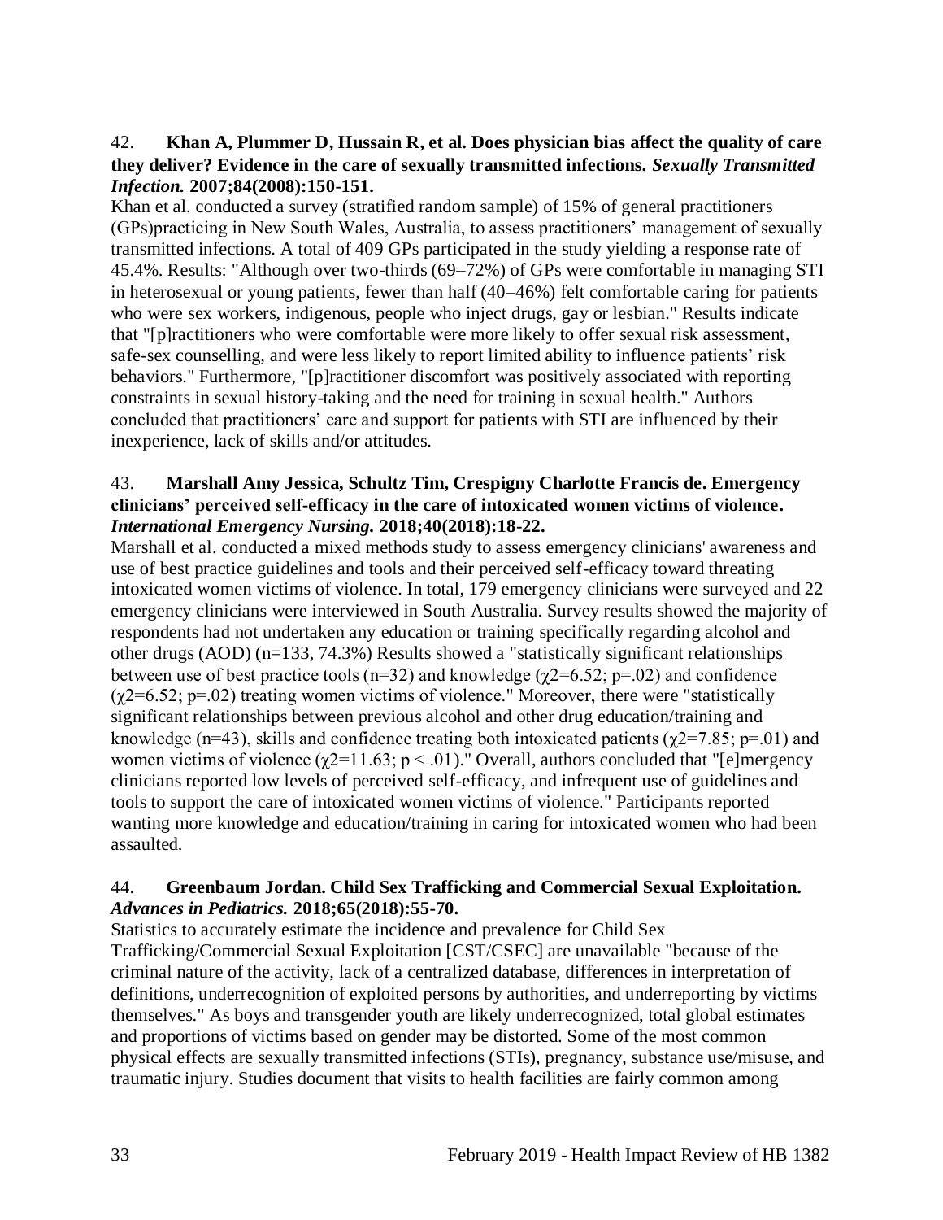42. **Khan A, Plummer D, Hussain R, et al. Does physician bias affect the quality of care they deliver? Evidence in the care of sexually transmitted infections.** ***Sexually Transmitted Infection.*** **2007;84(2008):150-151.**

Khan et al. conducted a survey (stratified random sample) of 15% of general practitioners (GPs)practicing in New South Wales, Australia, to assess practitioners' management of sexually transmitted infections. A total of 409 GPs participated in the study yielding a response rate of 45.4%. Results: "Although over two-thirds (69–72%) of GPs were comfortable in managing STI in heterosexual or young patients, fewer than half (40–46%) felt comfortable caring for patients who were sex workers, indigenous, people who inject drugs, gay or lesbian." Results indicate that "[p]ractitioners who were comfortable were more likely to offer sexual risk assessment, safe-sex counselling, and were less likely to report limited ability to influence patients' risk behaviors." Furthermore, "[p]ractitioner discomfort was positively associated with reporting constraints in sexual history-taking and the need for training in sexual health." Authors concluded that practitioners' care and support for patients with STI are influenced by their inexperience, lack of skills and/or attitudes.

43. **Marshall Amy Jessica, Schultz Tim, Crespigny Charlotte Francis de. Emergency clinicians' perceived self-efficacy in the care of intoxicated women victims of violence.** ***International Emergency Nursing.*** **2018;40(2018):18-22.**

Marshall et al. conducted a mixed methods study to assess emergency clinicians' awareness and use of best practice guidelines and tools and their perceived self-efficacy toward threating intoxicated women victims of violence. In total, 179 emergency clinicians were surveyed and 22 emergency clinicians were interviewed in South Australia. Survey results showed the majority of respondents had not undertaken any education or training specifically regarding alcohol and other drugs (AOD) (n=133, 74.3%) Results showed a "statistically significant relationships between use of best practice tools (n=32) and knowledge ($\chi2=6.52$; p=.02) and confidence ($\chi2=6.52$; p=.02) treating women victims of violence." Moreover, there were "statistically significant relationships between previous alcohol and other drug education/training and knowledge (n=43), skills and confidence treating both intoxicated patients ($\chi2=7.85$; p=.01) and women victims of violence ($\chi2=11.63$; $p < .01$)." Overall, authors concluded that "[e]mergency clinicians reported low levels of perceived self-efficacy, and infrequent use of guidelines and tools to support the care of intoxicated women victims of violence." Participants reported wanting more knowledge and education/training in caring for intoxicated women who had been assaulted.

44. **Greenbaum Jordan. Child Sex Trafficking and Commercial Sexual Exploitation.** ***Advances in Pediatrics.*** **2018;65(2018):55-70.**

Statistics to accurately estimate the incidence and prevalence for Child Sex Trafficking/Commercial Sexual Exploitation [CST/CSEC] are unavailable "because of the criminal nature of the activity, lack of a centralized database, differences in interpretation of definitions, underrecognition of exploited persons by authorities, and underreporting by victims themselves." As boys and transgender youth are likely underrecognized, total global estimates and proportions of victims based on gender may be distorted. Some of the most common physical effects are sexually transmitted infections (STIs), pregnancy, substance use/misuse, and traumatic injury. Studies document that visits to health facilities are fairly common among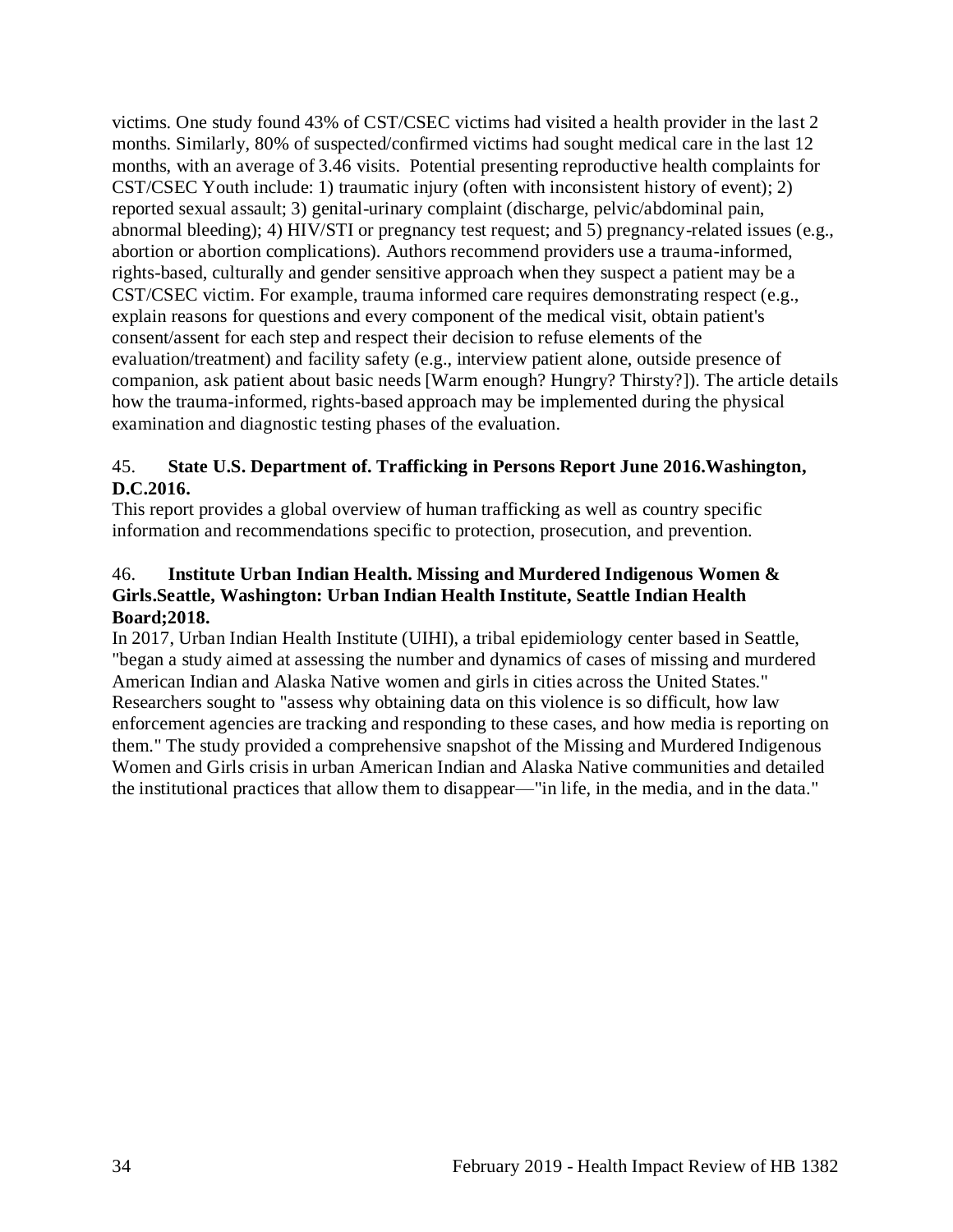victims. One study found 43% of CST/CSEC victims had visited a health provider in the last 2 months. Similarly, 80% of suspected/confirmed victims had sought medical care in the last 12 months, with an average of 3.46 visits. Potential presenting reproductive health complaints for CST/CSEC Youth include: 1) traumatic injury (often with inconsistent history of event); 2) reported sexual assault; 3) genital-urinary complaint (discharge, pelvic/abdominal pain, abnormal bleeding); 4) HIV/STI or pregnancy test request; and 5) pregnancy-related issues (e.g., abortion or abortion complications). Authors recommend providers use a trauma-informed, rights-based, culturally and gender sensitive approach when they suspect a patient may be a CST/CSEC victim. For example, trauma informed care requires demonstrating respect (e.g., explain reasons for questions and every component of the medical visit, obtain patient's consent/assent for each step and respect their decision to refuse elements of the evaluation/treatment) and facility safety (e.g., interview patient alone, outside presence of companion, ask patient about basic needs [Warm enough? Hungry? Thirsty?]). The article details how the trauma-informed, rights-based approach may be implemented during the physical examination and diagnostic testing phases of the evaluation.

45. **State U.S. Department of. Trafficking in Persons Report June 2016.Washington, D.C.2016.**
This report provides a global overview of human trafficking as well as country specific information and recommendations specific to protection, prosecution, and prevention.

46. **Institute Urban Indian Health. Missing and Murdered Indigenous Women & Girls.Seattle, Washington: Urban Indian Health Institute, Seattle Indian Health Board;2018.**
In 2017, Urban Indian Health Institute (UIHI), a tribal epidemiology center based in Seattle, "began a study aimed at assessing the number and dynamics of cases of missing and murdered American Indian and Alaska Native women and girls in cities across the United States." Researchers sought to "assess why obtaining data on this violence is so difficult, how law enforcement agencies are tracking and responding to these cases, and how media is reporting on them." The study provided a comprehensive snapshot of the Missing and Murdered Indigenous Women and Girls crisis in urban American Indian and Alaska Native communities and detailed the institutional practices that allow them to disappear—"in life, in the media, and in the data."